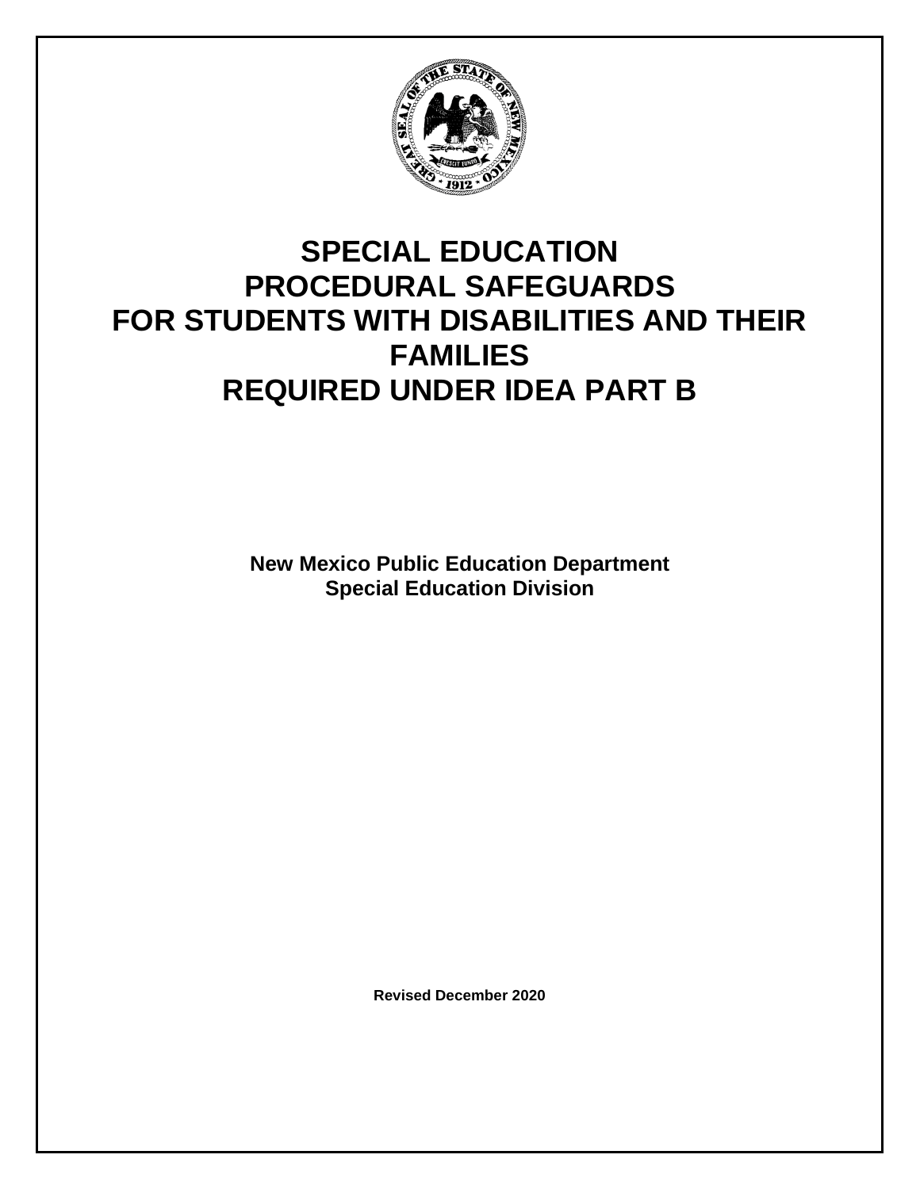# SPECIAL EDUCATION PROCEDURAL SAFEGUARDS FOR STUDENTS WITH DISABILITIES AND THEIR FAMILIES REQUIRED UNDER IDEA PART B

**New Mexico Public Education Department**
**Special Education Division**

**Revised December 2020**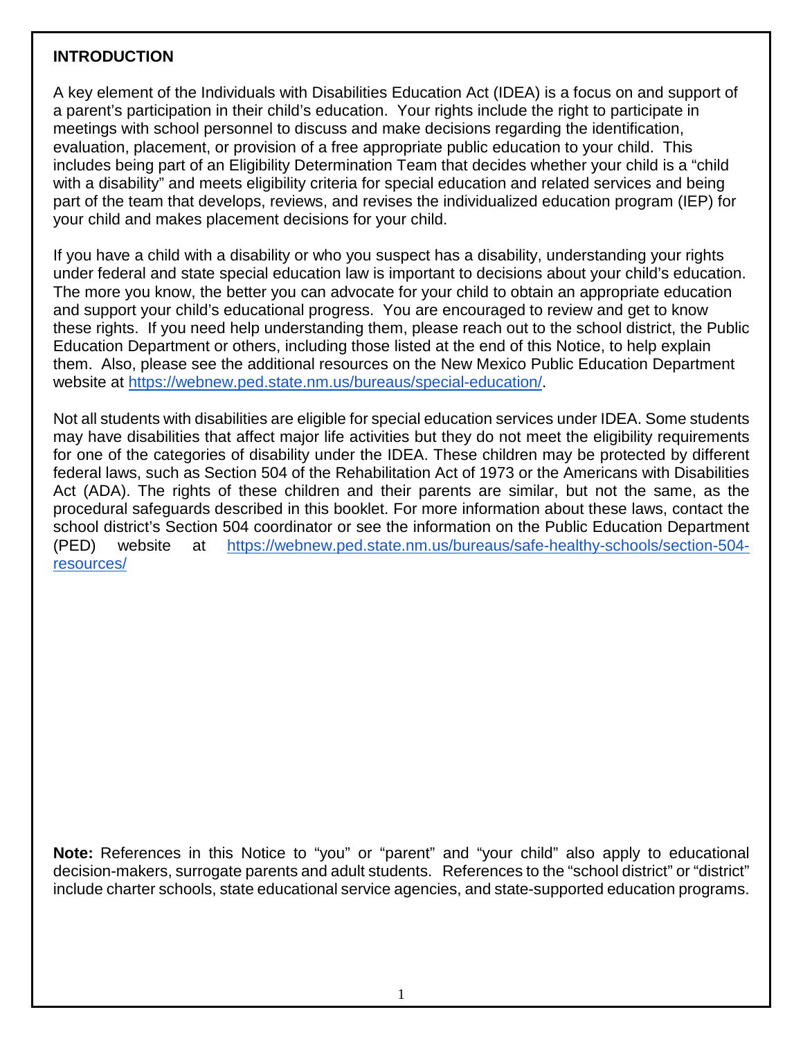## INTRODUCTION

A key element of the Individuals with Disabilities Education Act (IDEA) is a focus on and support of a parent's participation in their child's education. Your rights include the right to participate in meetings with school personnel to discuss and make decisions regarding the identification, evaluation, placement, or provision of a free appropriate public education to your child. This includes being part of an Eligibility Determination Team that decides whether your child is a "child with a disability" and meets eligibility criteria for special education and related services and being part of the team that develops, reviews, and revises the individualized education program (IEP) for your child and makes placement decisions for your child.

If you have a child with a disability or who you suspect has a disability, understanding your rights under federal and state special education law is important to decisions about your child's education. The more you know, the better you can advocate for your child to obtain an appropriate education and support your child's educational progress. You are encouraged to review and get to know these rights. If you need help understanding them, please reach out to the school district, the Public Education Department or others, including those listed at the end of this Notice, to help explain them. Also, please see the additional resources on the New Mexico Public Education Department website at https://webnew.ped.state.nm.us/bureaus/special-education/.

Not all students with disabilities are eligible for special education services under IDEA. Some students may have disabilities that affect major life activities but they do not meet the eligibility requirements for one of the categories of disability under the IDEA. These children may be protected by different federal laws, such as Section 504 of the Rehabilitation Act of 1973 or the Americans with Disabilities Act (ADA). The rights of these children and their parents are similar, but not the same, as the procedural safeguards described in this booklet. For more information about these laws, contact the school district's Section 504 coordinator or see the information on the Public Education Department (PED) website at https://webnew.ped.state.nm.us/bureaus/safe-healthy-schools/section-504-resources/

**Note:** References in this Notice to "you" or "parent" and "your child" also apply to educational decision-makers, surrogate parents and adult students. References to the "school district" or "district" include charter schools, state educational service agencies, and state-supported education programs.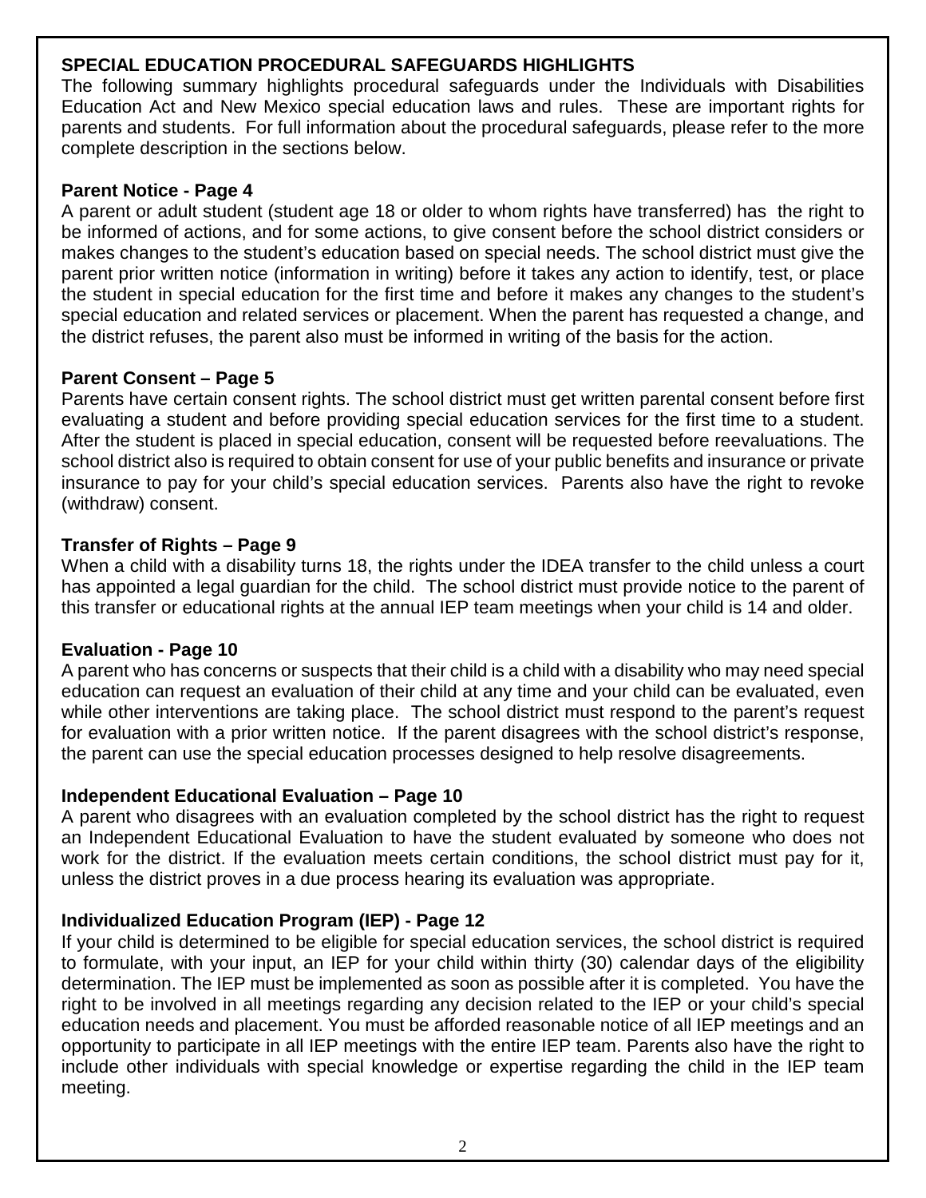## SPECIAL EDUCATION PROCEDURAL SAFEGUARDS HIGHLIGHTS

The following summary highlights procedural safeguards under the Individuals with Disabilities Education Act and New Mexico special education laws and rules. These are important rights for parents and students. For full information about the procedural safeguards, please refer to the more complete description in the sections below.

### Parent Notice - Page 4

A parent or adult student (student age 18 or older to whom rights have transferred) has the right to be informed of actions, and for some actions, to give consent before the school district considers or makes changes to the student's education based on special needs. The school district must give the parent prior written notice (information in writing) before it takes any action to identify, test, or place the student in special education for the first time and before it makes any changes to the student's special education and related services or placement. When the parent has requested a change, and the district refuses, the parent also must be informed in writing of the basis for the action.

### Parent Consent – Page 5

Parents have certain consent rights. The school district must get written parental consent before first evaluating a student and before providing special education services for the first time to a student. After the student is placed in special education, consent will be requested before reevaluations. The school district also is required to obtain consent for use of your public benefits and insurance or private insurance to pay for your child's special education services. Parents also have the right to revoke (withdraw) consent.

### Transfer of Rights – Page 9

When a child with a disability turns 18, the rights under the IDEA transfer to the child unless a court has appointed a legal guardian for the child. The school district must provide notice to the parent of this transfer or educational rights at the annual IEP team meetings when your child is 14 and older.

### Evaluation - Page 10

A parent who has concerns or suspects that their child is a child with a disability who may need special education can request an evaluation of their child at any time and your child can be evaluated, even while other interventions are taking place. The school district must respond to the parent's request for evaluation with a prior written notice. If the parent disagrees with the school district's response, the parent can use the special education processes designed to help resolve disagreements.

### Independent Educational Evaluation – Page 10

A parent who disagrees with an evaluation completed by the school district has the right to request an Independent Educational Evaluation to have the student evaluated by someone who does not work for the district. If the evaluation meets certain conditions, the school district must pay for it, unless the district proves in a due process hearing its evaluation was appropriate.

### Individualized Education Program (IEP) - Page 12

If your child is determined to be eligible for special education services, the school district is required to formulate, with your input, an IEP for your child within thirty (30) calendar days of the eligibility determination. The IEP must be implemented as soon as possible after it is completed. You have the right to be involved in all meetings regarding any decision related to the IEP or your child's special education needs and placement. You must be afforded reasonable notice of all IEP meetings and an opportunity to participate in all IEP meetings with the entire IEP team. Parents also have the right to include other individuals with special knowledge or expertise regarding the child in the IEP team meeting.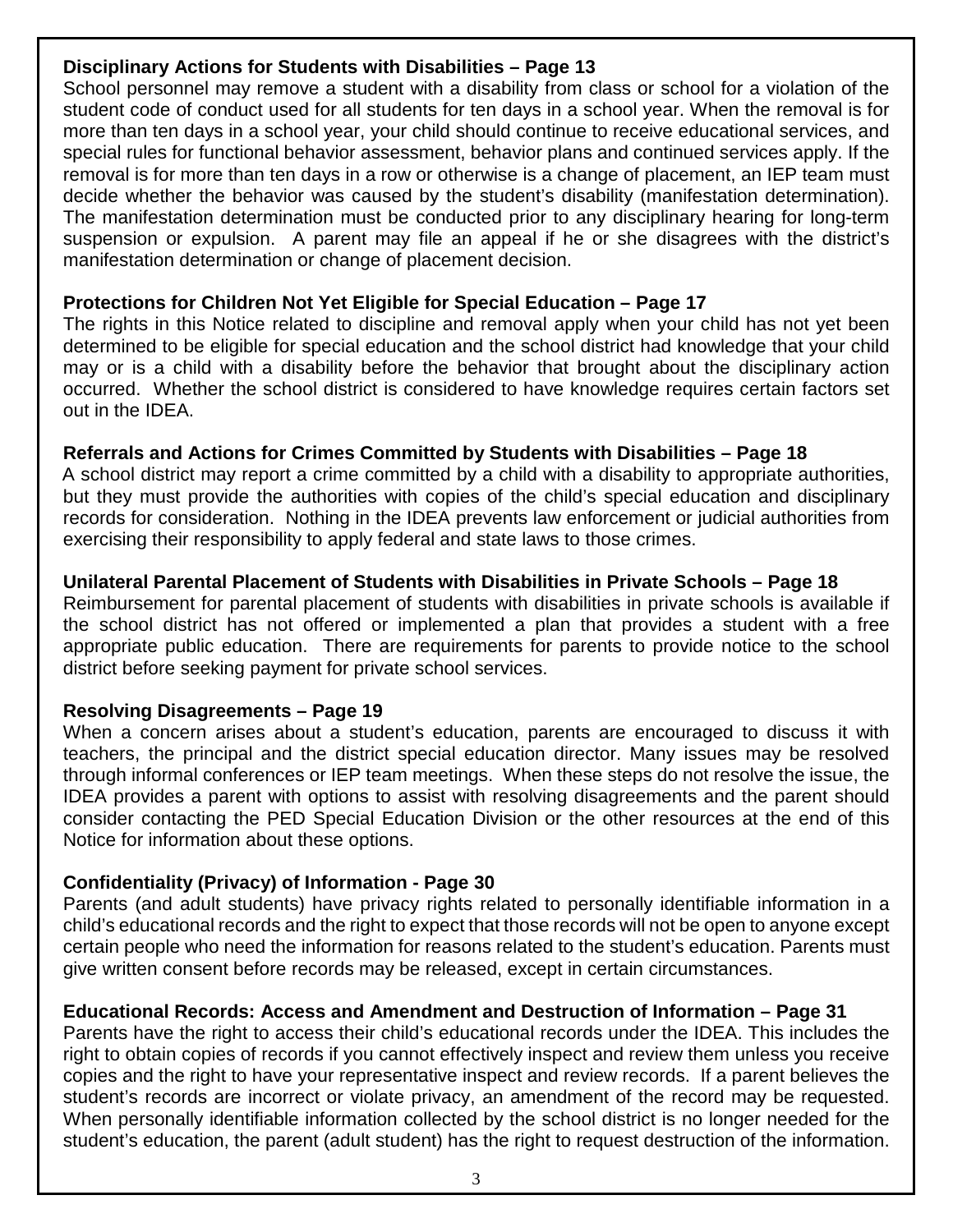**Disciplinary Actions for Students with Disabilities – Page 13**

School personnel may remove a student with a disability from class or school for a violation of the student code of conduct used for all students for ten days in a school year. When the removal is for more than ten days in a school year, your child should continue to receive educational services, and special rules for functional behavior assessment, behavior plans and continued services apply. If the removal is for more than ten days in a row or otherwise is a change of placement, an IEP team must decide whether the behavior was caused by the student's disability (manifestation determination). The manifestation determination must be conducted prior to any disciplinary hearing for long-term suspension or expulsion. A parent may file an appeal if he or she disagrees with the district's manifestation determination or change of placement decision.

**Protections for Children Not Yet Eligible for Special Education – Page 17**

The rights in this Notice related to discipline and removal apply when your child has not yet been determined to be eligible for special education and the school district had knowledge that your child may or is a child with a disability before the behavior that brought about the disciplinary action occurred. Whether the school district is considered to have knowledge requires certain factors set out in the IDEA.

**Referrals and Actions for Crimes Committed by Students with Disabilities – Page 18**

A school district may report a crime committed by a child with a disability to appropriate authorities, but they must provide the authorities with copies of the child's special education and disciplinary records for consideration. Nothing in the IDEA prevents law enforcement or judicial authorities from exercising their responsibility to apply federal and state laws to those crimes.

**Unilateral Parental Placement of Students with Disabilities in Private Schools – Page 18**

Reimbursement for parental placement of students with disabilities in private schools is available if the school district has not offered or implemented a plan that provides a student with a free appropriate public education. There are requirements for parents to provide notice to the school district before seeking payment for private school services.

**Resolving Disagreements – Page 19**

When a concern arises about a student's education, parents are encouraged to discuss it with teachers, the principal and the district special education director. Many issues may be resolved through informal conferences or IEP team meetings. When these steps do not resolve the issue, the IDEA provides a parent with options to assist with resolving disagreements and the parent should consider contacting the PED Special Education Division or the other resources at the end of this Notice for information about these options.

**Confidentiality (Privacy) of Information - Page 30**

Parents (and adult students) have privacy rights related to personally identifiable information in a child's educational records and the right to expect that those records will not be open to anyone except certain people who need the information for reasons related to the student's education. Parents must give written consent before records may be released, except in certain circumstances.

**Educational Records: Access and Amendment and Destruction of Information – Page 31**

Parents have the right to access their child's educational records under the IDEA. This includes the right to obtain copies of records if you cannot effectively inspect and review them unless you receive copies and the right to have your representative inspect and review records. If a parent believes the student's records are incorrect or violate privacy, an amendment of the record may be requested. When personally identifiable information collected by the school district is no longer needed for the student's education, the parent (adult student) has the right to request destruction of the information.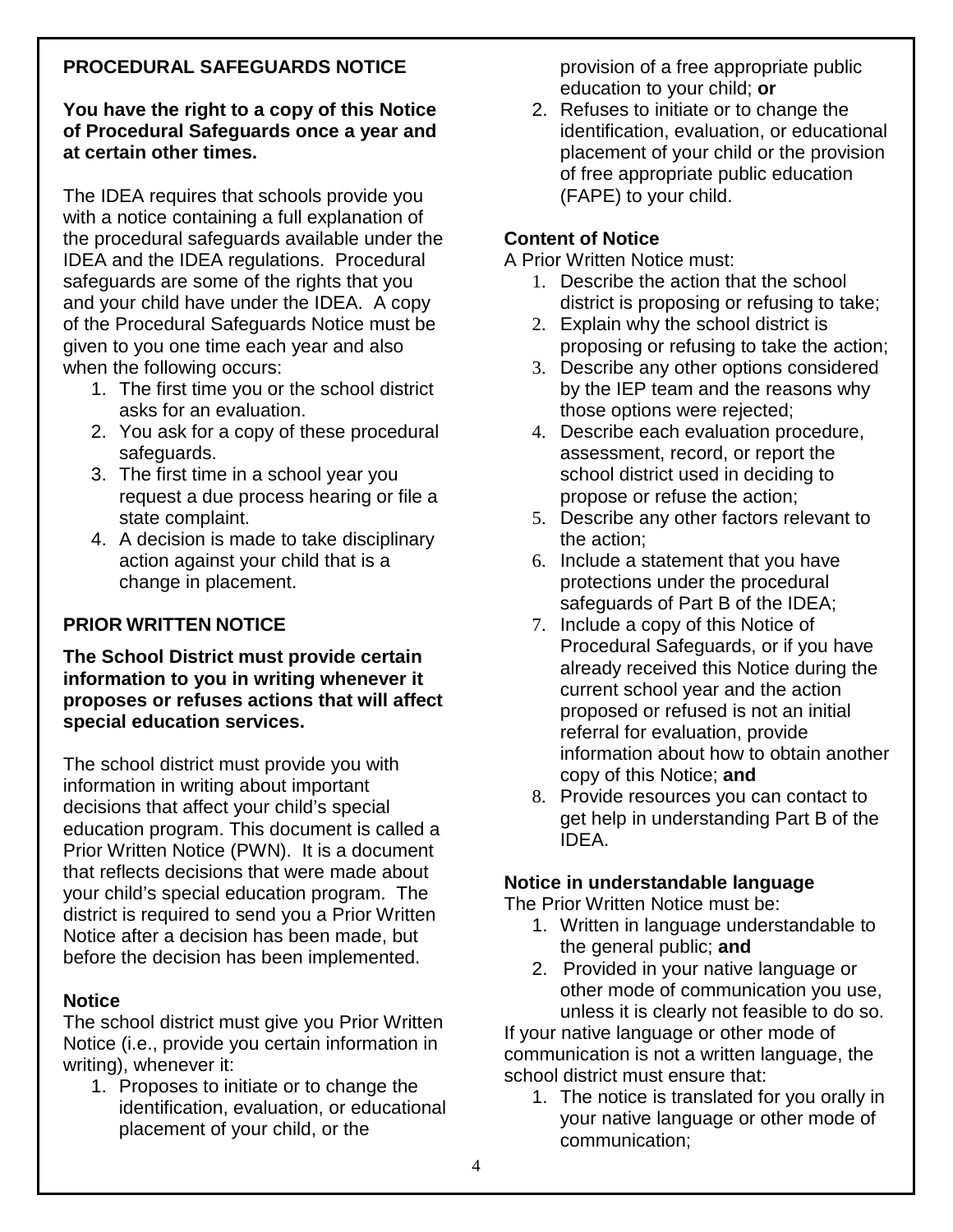## PROCEDURAL SAFEGUARDS NOTICE

**You have the right to a copy of this Notice of Procedural Safeguards once a year and at certain other times.**

The IDEA requires that schools provide you with a notice containing a full explanation of the procedural safeguards available under the IDEA and the IDEA regulations. Procedural safeguards are some of the rights that you and your child have under the IDEA. A copy of the Procedural Safeguards Notice must be given to you one time each year and also when the following occurs:

1. The first time you or the school district asks for an evaluation.
2. You ask for a copy of these procedural safeguards.
3. The first time in a school year you request a due process hearing or file a state complaint.
4. A decision is made to take disciplinary action against your child that is a change in placement.

## PRIOR WRITTEN NOTICE

**The School District must provide certain information to you in writing whenever it proposes or refuses actions that will affect special education services.**

The school district must provide you with information in writing about important decisions that affect your child's special education program. This document is called a Prior Written Notice (PWN). It is a document that reflects decisions that were made about your child's special education program. The district is required to send you a Prior Written Notice after a decision has been made, but before the decision has been implemented.

### Notice

The school district must give you Prior Written Notice (i.e., provide you certain information in writing), whenever it:

1. Proposes to initiate or to change the identification, evaluation, or educational placement of your child, or the provision of a free appropriate public education to your child; **or**
2. Refuses to initiate or to change the identification, evaluation, or educational placement of your child or the provision of free appropriate public education (FAPE) to your child.

### Content of Notice

A Prior Written Notice must:

1. Describe the action that the school district is proposing or refusing to take;
2. Explain why the school district is proposing or refusing to take the action;
3. Describe any other options considered by the IEP team and the reasons why those options were rejected;
4. Describe each evaluation procedure, assessment, record, or report the school district used in deciding to propose or refuse the action;
5. Describe any other factors relevant to the action;
6. Include a statement that you have protections under the procedural safeguards of Part B of the IDEA;
7. Include a copy of this Notice of Procedural Safeguards, or if you have already received this Notice during the current school year and the action proposed or refused is not an initial referral for evaluation, provide information about how to obtain another copy of this Notice; **and**
8. Provide resources you can contact to get help in understanding Part B of the IDEA.

### Notice in understandable language

The Prior Written Notice must be:

1. Written in language understandable to the general public; **and**
2. Provided in your native language or other mode of communication you use, unless it is clearly not feasible to do so.

If your native language or other mode of communication is not a written language, the school district must ensure that:

1. The notice is translated for you orally in your native language or other mode of communication;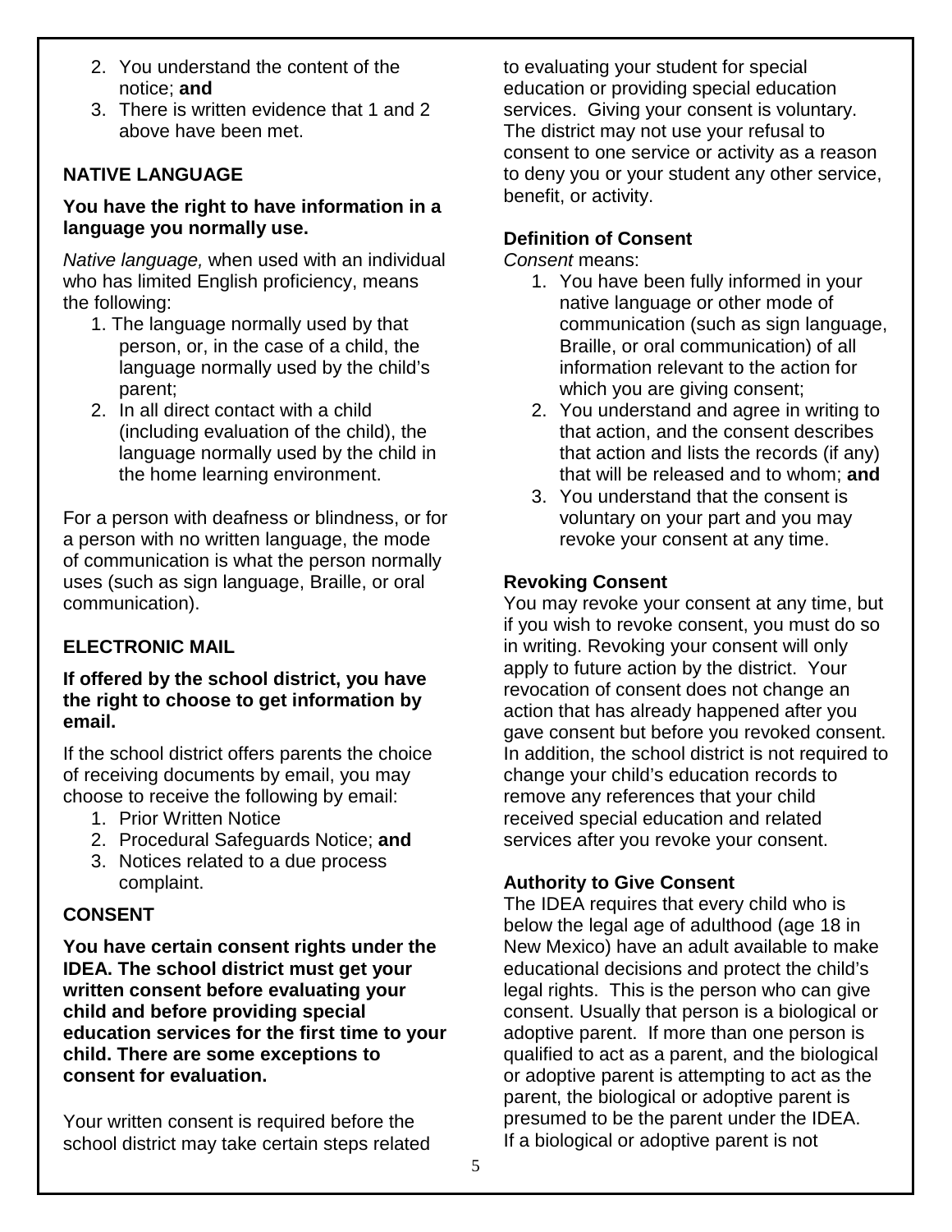2. You understand the content of the notice; **and**
3. There is written evidence that 1 and 2 above have been met.

## NATIVE LANGUAGE

**You have the right to have information in a language you normally use.**

*Native language,* when used with an individual who has limited English proficiency, means the following:

1. The language normally used by that person, or, in the case of a child, the language normally used by the child's parent;
2. In all direct contact with a child (including evaluation of the child), the language normally used by the child in the home learning environment.

For a person with deafness or blindness, or for a person with no written language, the mode of communication is what the person normally uses (such as sign language, Braille, or oral communication).

## ELECTRONIC MAIL

**If offered by the school district, you have the right to choose to get information by email.**

If the school district offers parents the choice of receiving documents by email, you may choose to receive the following by email:

1. Prior Written Notice
2. Procedural Safeguards Notice; **and**
3. Notices related to a due process complaint.

## CONSENT

**You have certain consent rights under the IDEA. The school district must get your written consent before evaluating your child and before providing special education services for the first time to your child. There are some exceptions to consent for evaluation.**

Your written consent is required before the school district may take certain steps related to evaluating your student for special education or providing special education services. Giving your consent is voluntary. The district may not use your refusal to consent to one service or activity as a reason to deny you or your student any other service, benefit, or activity.

### Definition of Consent

*Consent* means:

1. You have been fully informed in your native language or other mode of communication (such as sign language, Braille, or oral communication) of all information relevant to the action for which you are giving consent;
2. You understand and agree in writing to that action, and the consent describes that action and lists the records (if any) that will be released and to whom; **and**
3. You understand that the consent is voluntary on your part and you may revoke your consent at any time.

### Revoking Consent

You may revoke your consent at any time, but if you wish to revoke consent, you must do so in writing. Revoking your consent will only apply to future action by the district. Your revocation of consent does not change an action that has already happened after you gave consent but before you revoked consent. In addition, the school district is not required to change your child's education records to remove any references that your child received special education and related services after you revoke your consent.

### Authority to Give Consent

The IDEA requires that every child who is below the legal age of adulthood (age 18 in New Mexico) have an adult available to make educational decisions and protect the child's legal rights. This is the person who can give consent. Usually that person is a biological or adoptive parent. If more than one person is qualified to act as a parent, and the biological or adoptive parent is attempting to act as the parent, the biological or adoptive parent is presumed to be the parent under the IDEA. If a biological or adoptive parent is not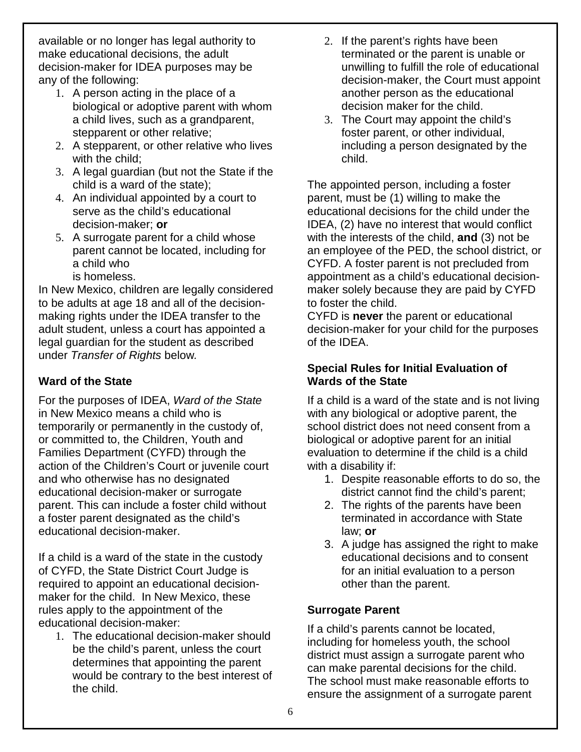available or no longer has legal authority to make educational decisions, the adult decision-maker for IDEA purposes may be any of the following:

1. A person acting in the place of a biological or adoptive parent with whom a child lives, such as a grandparent, stepparent or other relative;
2. A stepparent, or other relative who lives with the child;
3. A legal guardian (but not the State if the child is a ward of the state);
4. An individual appointed by a court to serve as the child's educational decision-maker; **or**
5. A surrogate parent for a child whose parent cannot be located, including for a child who is homeless.

In New Mexico, children are legally considered to be adults at age 18 and all of the decision-making rights under the IDEA transfer to the adult student, unless a court has appointed a legal guardian for the student as described under *Transfer of Rights* below.

### Ward of the State

For the purposes of IDEA, *Ward of the State* in New Mexico means a child who is temporarily or permanently in the custody of, or committed to, the Children, Youth and Families Department (CYFD) through the action of the Children's Court or juvenile court and who otherwise has no designated educational decision-maker or surrogate parent. This can include a foster child without a foster parent designated as the child's educational decision-maker.

If a child is a ward of the state in the custody of CYFD, the State District Court Judge is required to appoint an educational decision-maker for the child. In New Mexico, these rules apply to the appointment of the educational decision-maker:

1. The educational decision-maker should be the child's parent, unless the court determines that appointing the parent would be contrary to the best interest of the child.
2. If the parent's rights have been terminated or the parent is unable or unwilling to fulfill the role of educational decision-maker, the Court must appoint another person as the educational decision maker for the child.
3. The Court may appoint the child's foster parent, or other individual, including a person designated by the child.

The appointed person, including a foster parent, must be (1) willing to make the educational decisions for the child under the IDEA, (2) have no interest that would conflict with the interests of the child, **and** (3) not be an employee of the PED, the school district, or CYFD. A foster parent is not precluded from appointment as a child's educational decision-maker solely because they are paid by CYFD to foster the child.

CYFD is **never** the parent or educational decision-maker for your child for the purposes of the IDEA.

### Special Rules for Initial Evaluation of Wards of the State

If a child is a ward of the state and is not living with any biological or adoptive parent, the school district does not need consent from a biological or adoptive parent for an initial evaluation to determine if the child is a child with a disability if:

1. Despite reasonable efforts to do so, the district cannot find the child's parent;
2. The rights of the parents have been terminated in accordance with State law; **or**
3. A judge has assigned the right to make educational decisions and to consent for an initial evaluation to a person other than the parent.

### Surrogate Parent

If a child's parents cannot be located, including for homeless youth, the school district must assign a surrogate parent who can make parental decisions for the child. The school must make reasonable efforts to ensure the assignment of a surrogate parent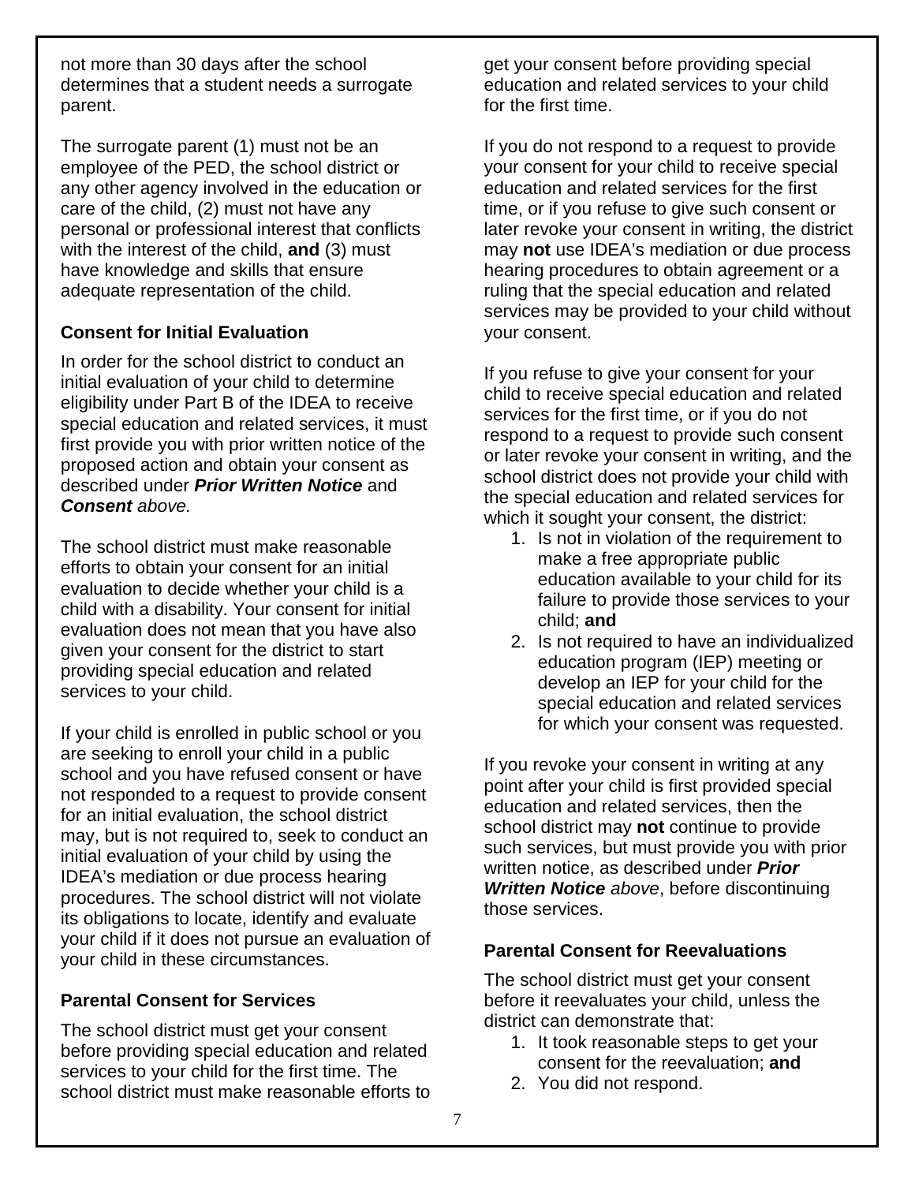not more than 30 days after the school determines that a student needs a surrogate parent.

The surrogate parent (1) must not be an employee of the PED, the school district or any other agency involved in the education or care of the child, (2) must not have any personal or professional interest that conflicts with the interest of the child, **and** (3) must have knowledge and skills that ensure adequate representation of the child.

### Consent for Initial Evaluation

In order for the school district to conduct an initial evaluation of your child to determine eligibility under Part B of the IDEA to receive special education and related services, it must first provide you with prior written notice of the proposed action and obtain your consent as described under ***Prior Written Notice*** and ***Consent*** *above.*

The school district must make reasonable efforts to obtain your consent for an initial evaluation to decide whether your child is a child with a disability. Your consent for initial evaluation does not mean that you have also given your consent for the district to start providing special education and related services to your child.

If your child is enrolled in public school or you are seeking to enroll your child in a public school and you have refused consent or have not responded to a request to provide consent for an initial evaluation, the school district may, but is not required to, seek to conduct an initial evaluation of your child by using the IDEA's mediation or due process hearing procedures. The school district will not violate its obligations to locate, identify and evaluate your child if it does not pursue an evaluation of your child in these circumstances.

### Parental Consent for Services

The school district must get your consent before providing special education and related services to your child for the first time. The school district must make reasonable efforts to get your consent before providing special education and related services to your child for the first time.

If you do not respond to a request to provide your consent for your child to receive special education and related services for the first time, or if you refuse to give such consent or later revoke your consent in writing, the district may **not** use IDEA's mediation or due process hearing procedures to obtain agreement or a ruling that the special education and related services may be provided to your child without your consent.

If you refuse to give your consent for your child to receive special education and related services for the first time, or if you do not respond to a request to provide such consent or later revoke your consent in writing, and the school district does not provide your child with the special education and related services for which it sought your consent, the district:

1. Is not in violation of the requirement to make a free appropriate public education available to your child for its failure to provide those services to your child; **and**
2. Is not required to have an individualized education program (IEP) meeting or develop an IEP for your child for the special education and related services for which your consent was requested.

If you revoke your consent in writing at any point after your child is first provided special education and related services, then the school district may **not** continue to provide such services, but must provide you with prior written notice, as described under ***Prior Written Notice*** *above*, before discontinuing those services.

### Parental Consent for Reevaluations

The school district must get your consent before it reevaluates your child, unless the district can demonstrate that:

1. It took reasonable steps to get your consent for the reevaluation; **and**
2. You did not respond.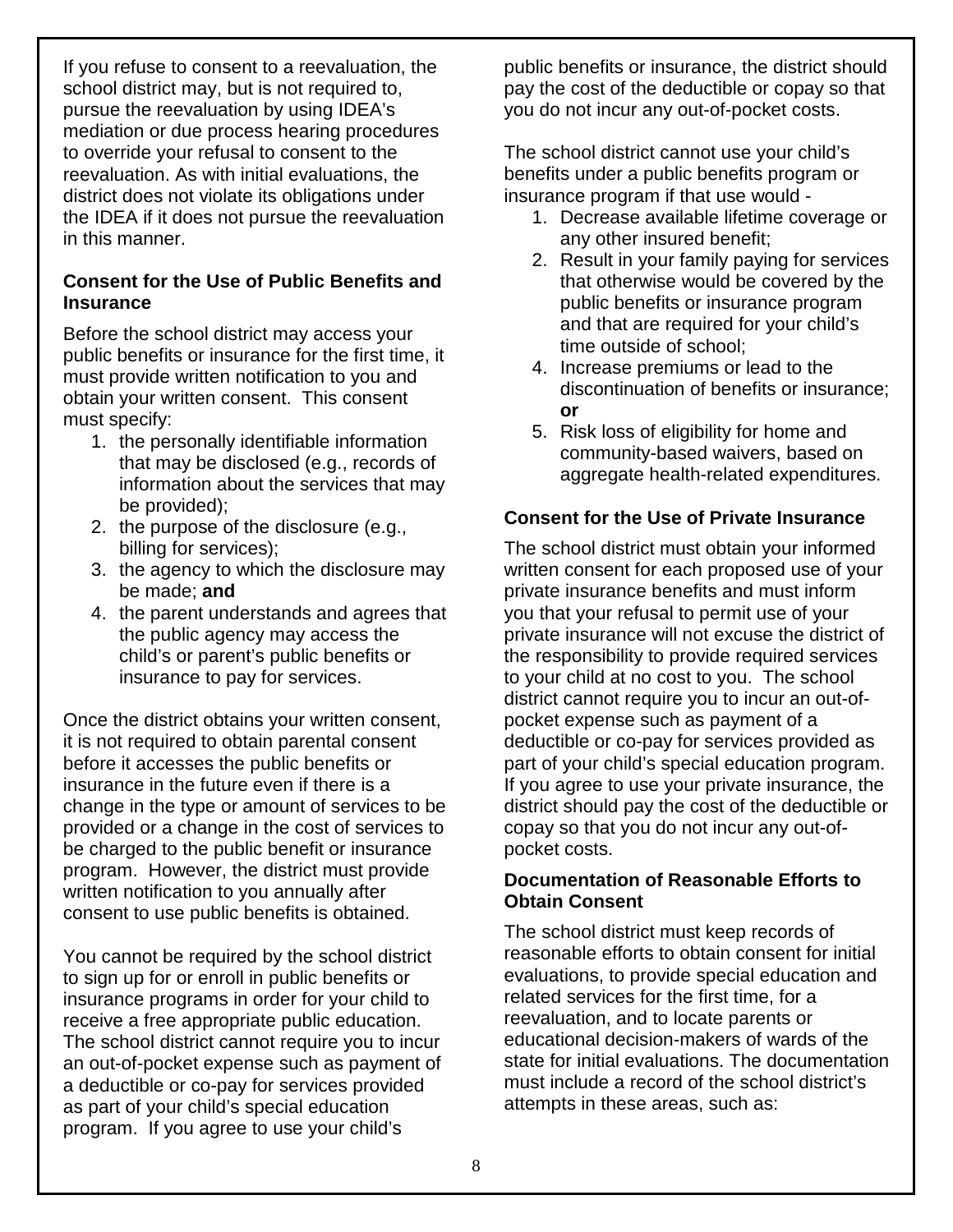If you refuse to consent to a reevaluation, the school district may, but is not required to, pursue the reevaluation by using IDEA's mediation or due process hearing procedures to override your refusal to consent to the reevaluation. As with initial evaluations, the district does not violate its obligations under the IDEA if it does not pursue the reevaluation in this manner.

**Consent for the Use of Public Benefits and Insurance**

Before the school district may access your public benefits or insurance for the first time, it must provide written notification to you and obtain your written consent. This consent must specify:

1. the personally identifiable information that may be disclosed (e.g., records of information about the services that may be provided);
2. the purpose of the disclosure (e.g., billing for services);
3. the agency to which the disclosure may be made; **and**
4. the parent understands and agrees that the public agency may access the child's or parent's public benefits or insurance to pay for services.

Once the district obtains your written consent, it is not required to obtain parental consent before it accesses the public benefits or insurance in the future even if there is a change in the type or amount of services to be provided or a change in the cost of services to be charged to the public benefit or insurance program. However, the district must provide written notification to you annually after consent to use public benefits is obtained.

You cannot be required by the school district to sign up for or enroll in public benefits or insurance programs in order for your child to receive a free appropriate public education. The school district cannot require you to incur an out-of-pocket expense such as payment of a deductible or co-pay for services provided as part of your child's special education program. If you agree to use your child's public benefits or insurance, the district should pay the cost of the deductible or copay so that you do not incur any out-of-pocket costs.

The school district cannot use your child's benefits under a public benefits program or insurance program if that use would -

1. Decrease available lifetime coverage or any other insured benefit;
2. Result in your family paying for services that otherwise would be covered by the public benefits or insurance program and that are required for your child's time outside of school;
4. Increase premiums or lead to the discontinuation of benefits or insurance; **or**
5. Risk loss of eligibility for home and community-based waivers, based on aggregate health-related expenditures.

**Consent for the Use of Private Insurance**

The school district must obtain your informed written consent for each proposed use of your private insurance benefits and must inform you that your refusal to permit use of your private insurance will not excuse the district of the responsibility to provide required services to your child at no cost to you. The school district cannot require you to incur an out-of-pocket expense such as payment of a deductible or co-pay for services provided as part of your child's special education program. If you agree to use your private insurance, the district should pay the cost of the deductible or copay so that you do not incur any out-of-pocket costs.

**Documentation of Reasonable Efforts to Obtain Consent**

The school district must keep records of reasonable efforts to obtain consent for initial evaluations, to provide special education and related services for the first time, for a reevaluation, and to locate parents or educational decision-makers of wards of the state for initial evaluations. The documentation must include a record of the school district's attempts in these areas, such as: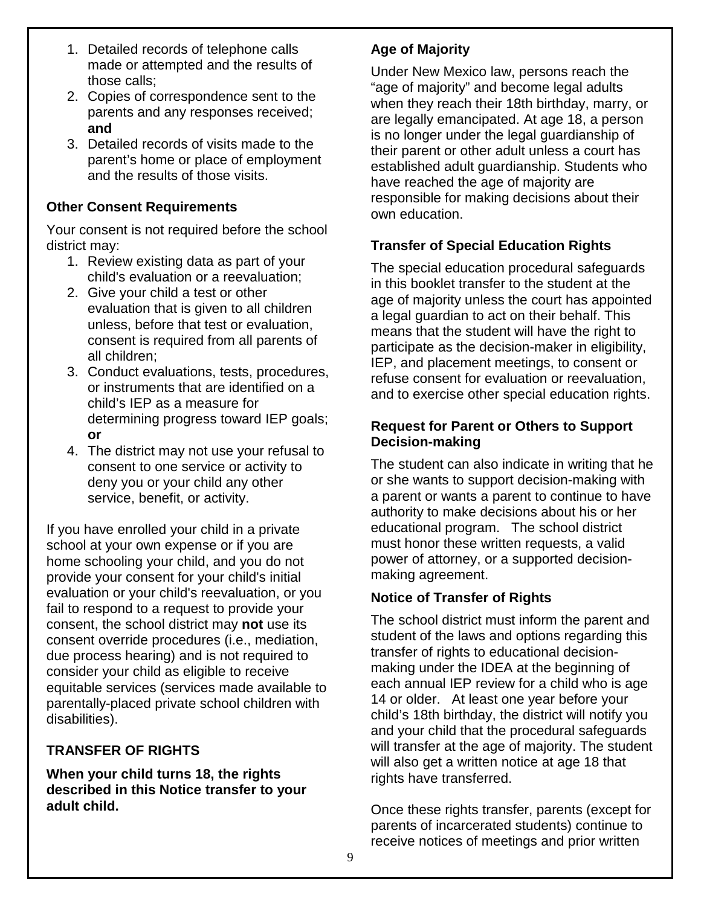1. Detailed records of telephone calls made or attempted and the results of those calls;
2. Copies of correspondence sent to the parents and any responses received; **and**
3. Detailed records of visits made to the parent's home or place of employment and the results of those visits.

### Other Consent Requirements

Your consent is not required before the school district may:

1. Review existing data as part of your child's evaluation or a reevaluation;
2. Give your child a test or other evaluation that is given to all children unless, before that test or evaluation, consent is required from all parents of all children;
3. Conduct evaluations, tests, procedures, or instruments that are identified on a child's IEP as a measure for determining progress toward IEP goals; **or**
4. The district may not use your refusal to consent to one service or activity to deny you or your child any other service, benefit, or activity.

If you have enrolled your child in a private school at your own expense or if you are home schooling your child, and you do not provide your consent for your child's initial evaluation or your child's reevaluation, or you fail to respond to a request to provide your consent, the school district may **not** use its consent override procedures (i.e., mediation, due process hearing) and is not required to consider your child as eligible to receive equitable services (services made available to parentally-placed private school children with disabilities).

## TRANSFER OF RIGHTS

**When your child turns 18, the rights described in this Notice transfer to your adult child.**

### Age of Majority

Under New Mexico law, persons reach the "age of majority" and become legal adults when they reach their 18th birthday, marry, or are legally emancipated. At age 18, a person is no longer under the legal guardianship of their parent or other adult unless a court has established adult guardianship. Students who have reached the age of majority are responsible for making decisions about their own education.

### Transfer of Special Education Rights

The special education procedural safeguards in this booklet transfer to the student at the age of majority unless the court has appointed a legal guardian to act on their behalf. This means that the student will have the right to participate as the decision-maker in eligibility, IEP, and placement meetings, to consent or refuse consent for evaluation or reevaluation, and to exercise other special education rights.

### Request for Parent or Others to Support Decision-making

The student can also indicate in writing that he or she wants to support decision-making with a parent or wants a parent to continue to have authority to make decisions about his or her educational program. The school district must honor these written requests, a valid power of attorney, or a supported decision-making agreement.

### Notice of Transfer of Rights

The school district must inform the parent and student of the laws and options regarding this transfer of rights to educational decision-making under the IDEA at the beginning of each annual IEP review for a child who is age 14 or older. At least one year before your child's 18th birthday, the district will notify you and your child that the procedural safeguards will transfer at the age of majority. The student will also get a written notice at age 18 that rights have transferred.

Once these rights transfer, parents (except for parents of incarcerated students) continue to receive notices of meetings and prior written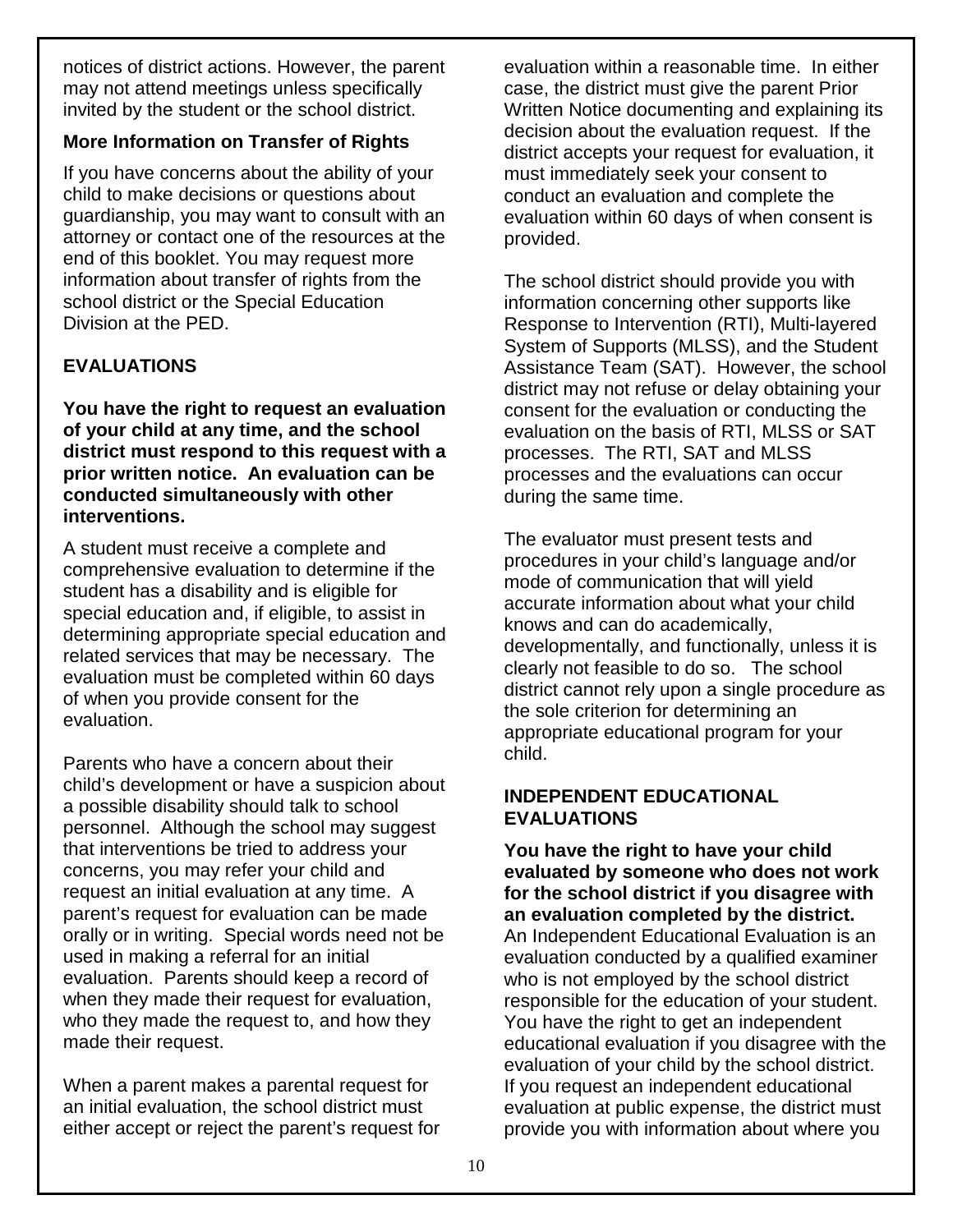notices of district actions. However, the parent may not attend meetings unless specifically invited by the student or the school district.

### More Information on Transfer of Rights

If you have concerns about the ability of your child to make decisions or questions about guardianship, you may want to consult with an attorney or contact one of the resources at the end of this booklet. You may request more information about transfer of rights from the school district or the Special Education Division at the PED.

## EVALUATIONS

**You have the right to request an evaluation of your child at any time, and the school district must respond to this request with a prior written notice. An evaluation can be conducted simultaneously with other interventions.**

A student must receive a complete and comprehensive evaluation to determine if the student has a disability and is eligible for special education and, if eligible, to assist in determining appropriate special education and related services that may be necessary. The evaluation must be completed within 60 days of when you provide consent for the evaluation.

Parents who have a concern about their child's development or have a suspicion about a possible disability should talk to school personnel. Although the school may suggest that interventions be tried to address your concerns, you may refer your child and request an initial evaluation at any time. A parent's request for evaluation can be made orally or in writing. Special words need not be used in making a referral for an initial evaluation. Parents should keep a record of when they made their request for evaluation, who they made the request to, and how they made their request.

When a parent makes a parental request for an initial evaluation, the school district must either accept or reject the parent's request for evaluation within a reasonable time. In either case, the district must give the parent Prior Written Notice documenting and explaining its decision about the evaluation request. If the district accepts your request for evaluation, it must immediately seek your consent to conduct an evaluation and complete the evaluation within 60 days of when consent is provided.

The school district should provide you with information concerning other supports like Response to Intervention (RTI), Multi-layered System of Supports (MLSS), and the Student Assistance Team (SAT). However, the school district may not refuse or delay obtaining your consent for the evaluation or conducting the evaluation on the basis of RTI, MLSS or SAT processes. The RTI, SAT and MLSS processes and the evaluations can occur during the same time.

The evaluator must present tests and procedures in your child's language and/or mode of communication that will yield accurate information about what your child knows and can do academically, developmentally, and functionally, unless it is clearly not feasible to do so. The school district cannot rely upon a single procedure as the sole criterion for determining an appropriate educational program for your child.

## INDEPENDENT EDUCATIONAL EVALUATIONS

**You have the right to have your child evaluated by someone who does not work for the school district if you disagree with an evaluation completed by the district.** An Independent Educational Evaluation is an evaluation conducted by a qualified examiner who is not employed by the school district responsible for the education of your student. You have the right to get an independent educational evaluation if you disagree with the evaluation of your child by the school district. If you request an independent educational evaluation at public expense, the district must provide you with information about where you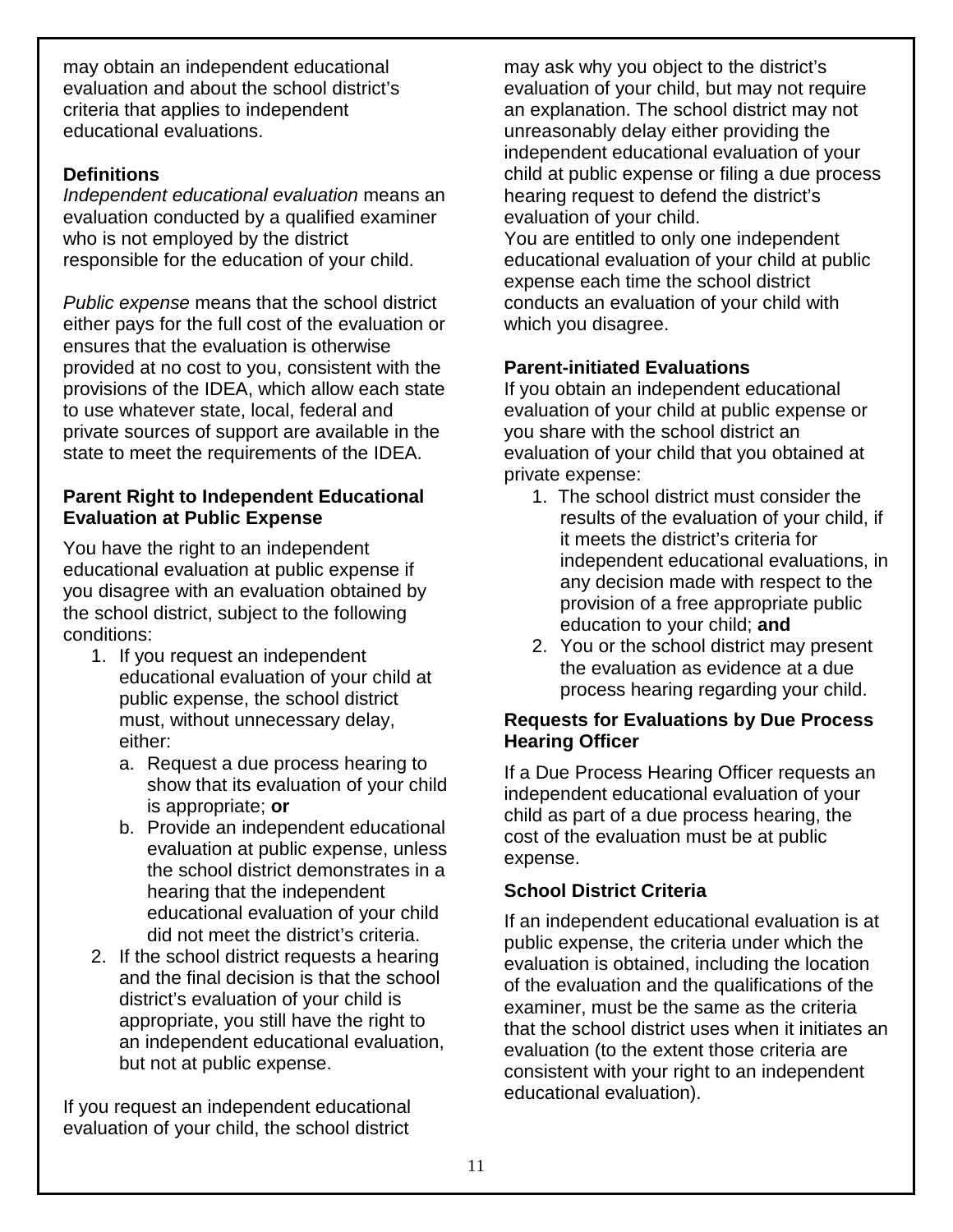may obtain an independent educational evaluation and about the school district's criteria that applies to independent educational evaluations.

### Definitions

*Independent educational evaluation* means an evaluation conducted by a qualified examiner who is not employed by the district responsible for the education of your child.

*Public expense* means that the school district either pays for the full cost of the evaluation or ensures that the evaluation is otherwise provided at no cost to you, consistent with the provisions of the IDEA, which allow each state to use whatever state, local, federal and private sources of support are available in the state to meet the requirements of the IDEA.

### Parent Right to Independent Educational Evaluation at Public Expense

You have the right to an independent educational evaluation at public expense if you disagree with an evaluation obtained by the school district, subject to the following conditions:

1. If you request an independent educational evaluation of your child at public expense, the school district must, without unnecessary delay, either:
   a. Request a due process hearing to show that its evaluation of your child is appropriate; **or**
   b. Provide an independent educational evaluation at public expense, unless the school district demonstrates in a hearing that the independent educational evaluation of your child did not meet the district's criteria.
2. If the school district requests a hearing and the final decision is that the school district's evaluation of your child is appropriate, you still have the right to an independent educational evaluation, but not at public expense.

If you request an independent educational evaluation of your child, the school district may ask why you object to the district's evaluation of your child, but may not require an explanation. The school district may not unreasonably delay either providing the independent educational evaluation of your child at public expense or filing a due process hearing request to defend the district's evaluation of your child.

You are entitled to only one independent educational evaluation of your child at public expense each time the school district conducts an evaluation of your child with which you disagree.

### Parent-initiated Evaluations

If you obtain an independent educational evaluation of your child at public expense or you share with the school district an evaluation of your child that you obtained at private expense:

1. The school district must consider the results of the evaluation of your child, if it meets the district's criteria for independent educational evaluations, in any decision made with respect to the provision of a free appropriate public education to your child; **and**
2. You or the school district may present the evaluation as evidence at a due process hearing regarding your child.

### Requests for Evaluations by Due Process Hearing Officer

If a Due Process Hearing Officer requests an independent educational evaluation of your child as part of a due process hearing, the cost of the evaluation must be at public expense.

### School District Criteria

If an independent educational evaluation is at public expense, the criteria under which the evaluation is obtained, including the location of the evaluation and the qualifications of the examiner, must be the same as the criteria that the school district uses when it initiates an evaluation (to the extent those criteria are consistent with your right to an independent educational evaluation).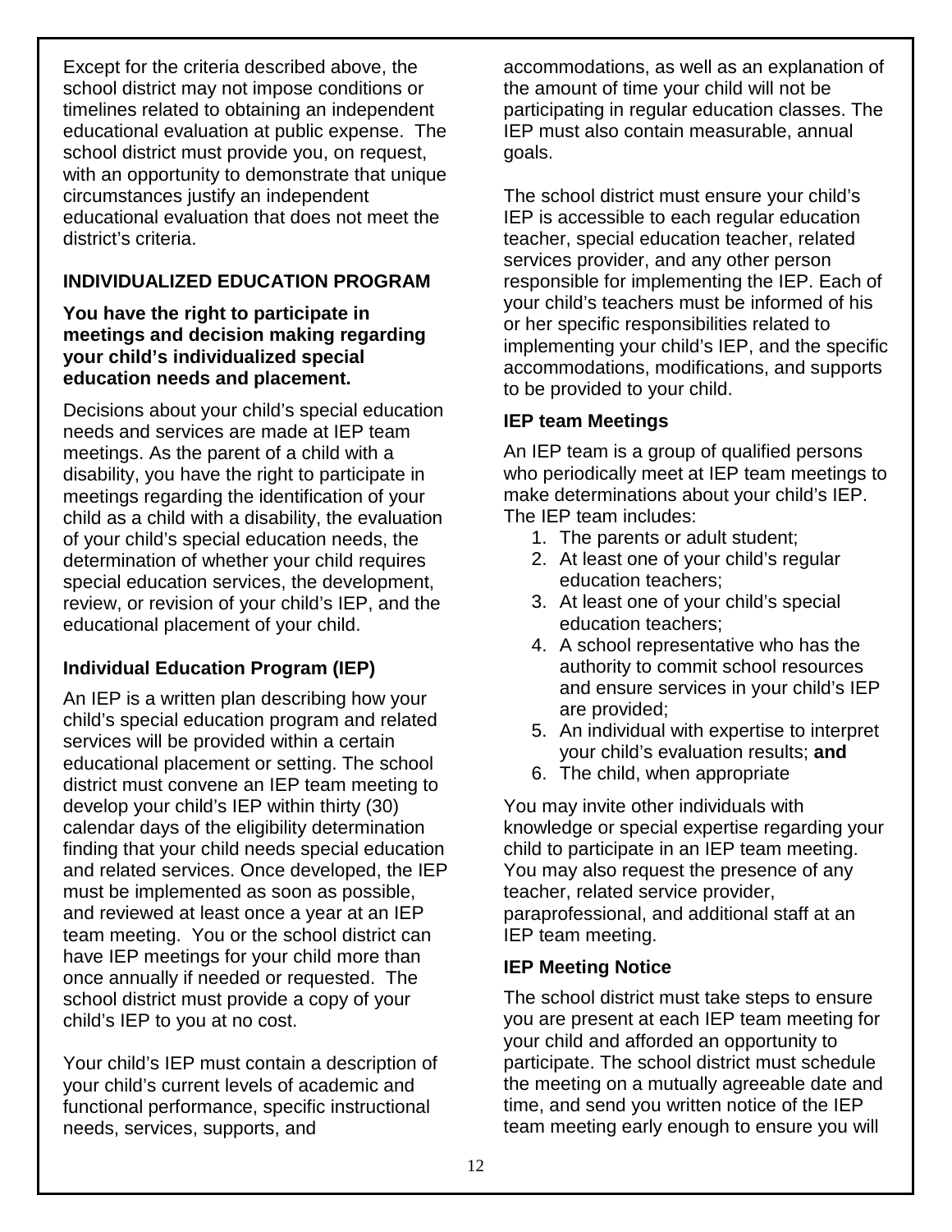Except for the criteria described above, the school district may not impose conditions or timelines related to obtaining an independent educational evaluation at public expense. The school district must provide you, on request, with an opportunity to demonstrate that unique circumstances justify an independent educational evaluation that does not meet the district's criteria.

## INDIVIDUALIZED EDUCATION PROGRAM

**You have the right to participate in meetings and decision making regarding your child's individualized special education needs and placement.**

Decisions about your child's special education needs and services are made at IEP team meetings. As the parent of a child with a disability, you have the right to participate in meetings regarding the identification of your child as a child with a disability, the evaluation of your child's special education needs, the determination of whether your child requires special education services, the development, review, or revision of your child's IEP, and the educational placement of your child.

### Individual Education Program (IEP)

An IEP is a written plan describing how your child's special education program and related services will be provided within a certain educational placement or setting. The school district must convene an IEP team meeting to develop your child's IEP within thirty (30) calendar days of the eligibility determination finding that your child needs special education and related services. Once developed, the IEP must be implemented as soon as possible, and reviewed at least once a year at an IEP team meeting. You or the school district can have IEP meetings for your child more than once annually if needed or requested. The school district must provide a copy of your child's IEP to you at no cost.

Your child's IEP must contain a description of your child's current levels of academic and functional performance, specific instructional needs, services, supports, and accommodations, as well as an explanation of the amount of time your child will not be participating in regular education classes. The IEP must also contain measurable, annual goals.

The school district must ensure your child's IEP is accessible to each regular education teacher, special education teacher, related services provider, and any other person responsible for implementing the IEP. Each of your child's teachers must be informed of his or her specific responsibilities related to implementing your child's IEP, and the specific accommodations, modifications, and supports to be provided to your child.

### IEP team Meetings

An IEP team is a group of qualified persons who periodically meet at IEP team meetings to make determinations about your child's IEP. The IEP team includes:

1. The parents or adult student;
2. At least one of your child's regular education teachers;
3. At least one of your child's special education teachers;
4. A school representative who has the authority to commit school resources and ensure services in your child's IEP are provided;
5. An individual with expertise to interpret your child's evaluation results; **and**
6. The child, when appropriate

You may invite other individuals with knowledge or special expertise regarding your child to participate in an IEP team meeting. You may also request the presence of any teacher, related service provider, paraprofessional, and additional staff at an IEP team meeting.

### IEP Meeting Notice

The school district must take steps to ensure you are present at each IEP team meeting for your child and afforded an opportunity to participate. The school district must schedule the meeting on a mutually agreeable date and time, and send you written notice of the IEP team meeting early enough to ensure you will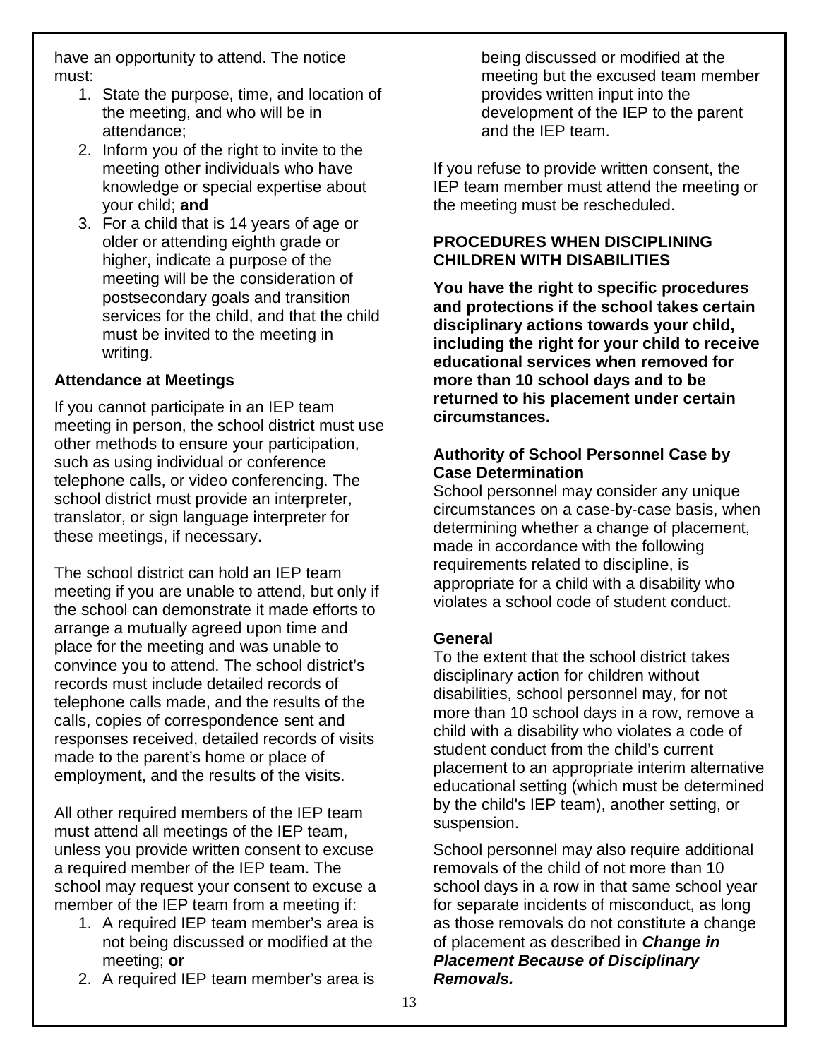have an opportunity to attend. The notice must:

1. State the purpose, time, and location of the meeting, and who will be in attendance;
2. Inform you of the right to invite to the meeting other individuals who have knowledge or special expertise about your child; **and**
3. For a child that is 14 years of age or older or attending eighth grade or higher, indicate a purpose of the meeting will be the consideration of postsecondary goals and transition services for the child, and that the child must be invited to the meeting in writing.

### Attendance at Meetings

If you cannot participate in an IEP team meeting in person, the school district must use other methods to ensure your participation, such as using individual or conference telephone calls, or video conferencing. The school district must provide an interpreter, translator, or sign language interpreter for these meetings, if necessary.

The school district can hold an IEP team meeting if you are unable to attend, but only if the school can demonstrate it made efforts to arrange a mutually agreed upon time and place for the meeting and was unable to convince you to attend. The school district's records must include detailed records of telephone calls made, and the results of the calls, copies of correspondence sent and responses received, detailed records of visits made to the parent's home or place of employment, and the results of the visits.

All other required members of the IEP team must attend all meetings of the IEP team, unless you provide written consent to excuse a required member of the IEP team. The school may request your consent to excuse a member of the IEP team from a meeting if:

1. A required IEP team member's area is not being discussed or modified at the meeting; **or**
2. A required IEP team member's area is being discussed or modified at the meeting but the excused team member provides written input into the development of the IEP to the parent and the IEP team.

If you refuse to provide written consent, the IEP team member must attend the meeting or the meeting must be rescheduled.

## PROCEDURES WHEN DISCIPLINING CHILDREN WITH DISABILITIES

**You have the right to specific procedures and protections if the school takes certain disciplinary actions towards your child, including the right for your child to receive educational services when removed for more than 10 school days and to be returned to his placement under certain circumstances.**

### Authority of School Personnel Case by Case Determination

School personnel may consider any unique circumstances on a case-by-case basis, when determining whether a change of placement, made in accordance with the following requirements related to discipline, is appropriate for a child with a disability who violates a school code of student conduct.

### General

To the extent that the school district takes disciplinary action for children without disabilities, school personnel may, for not more than 10 school days in a row, remove a child with a disability who violates a code of student conduct from the child's current placement to an appropriate interim alternative educational setting (which must be determined by the child's IEP team), another setting, or suspension.

School personnel may also require additional removals of the child of not more than 10 school days in a row in that same school year for separate incidents of misconduct, as long as those removals do not constitute a change of placement as described in ***Change in Placement Because of Disciplinary Removals.***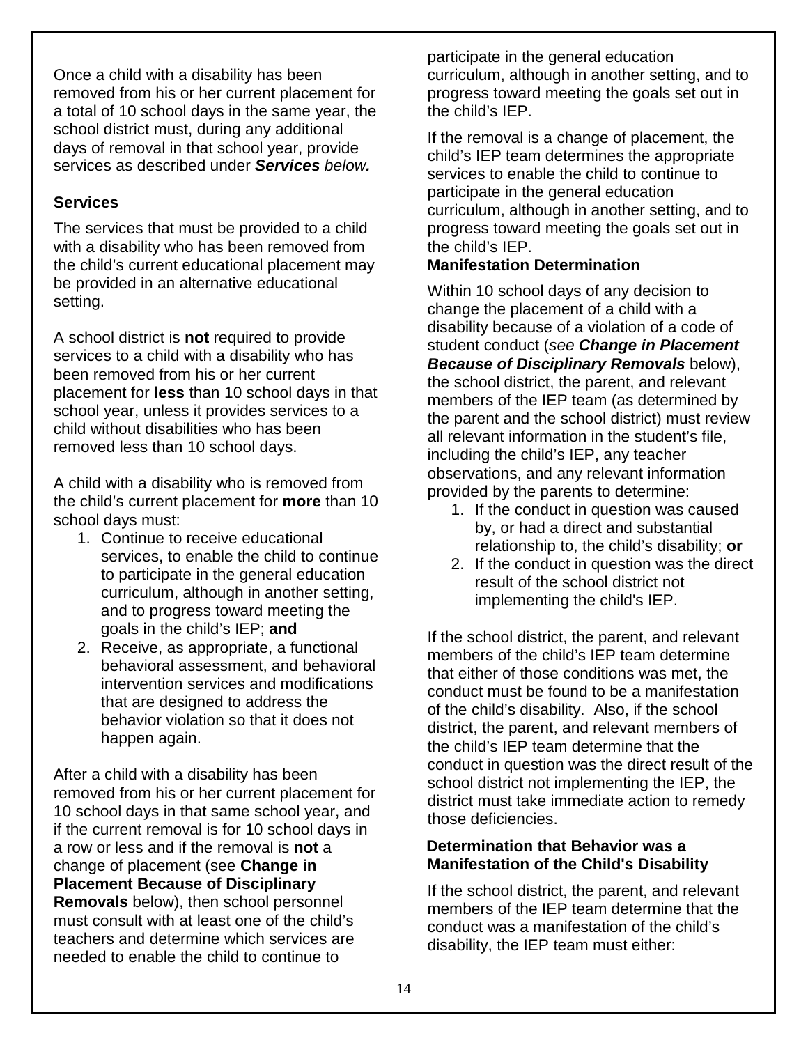Once a child with a disability has been removed from his or her current placement for a total of 10 school days in the same year, the school district must, during any additional days of removal in that school year, provide services as described under ***Services*** *below****.***

**Services**

The services that must be provided to a child with a disability who has been removed from the child's current educational placement may be provided in an alternative educational setting.

A school district is **not** required to provide services to a child with a disability who has been removed from his or her current placement for **less** than 10 school days in that school year, unless it provides services to a child without disabilities who has been removed less than 10 school days.

A child with a disability who is removed from the child's current placement for **more** than 10 school days must:

1. Continue to receive educational services, to enable the child to continue to participate in the general education curriculum, although in another setting, and to progress toward meeting the goals in the child's IEP; **and**
2. Receive, as appropriate, a functional behavioral assessment, and behavioral intervention services and modifications that are designed to address the behavior violation so that it does not happen again.

After a child with a disability has been removed from his or her current placement for 10 school days in that same school year, and if the current removal is for 10 school days in a row or less and if the removal is **not** a change of placement (see **Change in Placement Because of Disciplinary Removals** below), then school personnel must consult with at least one of the child's teachers and determine which services are needed to enable the child to continue to participate in the general education curriculum, although in another setting, and to progress toward meeting the goals set out in the child's IEP.

If the removal is a change of placement, the child's IEP team determines the appropriate services to enable the child to continue to participate in the general education curriculum, although in another setting, and to progress toward meeting the goals set out in the child's IEP.

**Manifestation Determination**

Within 10 school days of any decision to change the placement of a child with a disability because of a violation of a code of student conduct (*see* ***Change in Placement Because of Disciplinary Removals*** below), the school district, the parent, and relevant members of the IEP team (as determined by the parent and the school district) must review all relevant information in the student's file, including the child's IEP, any teacher observations, and any relevant information provided by the parents to determine:

1. If the conduct in question was caused by, or had a direct and substantial relationship to, the child's disability; **or**
2. If the conduct in question was the direct result of the school district not implementing the child's IEP.

If the school district, the parent, and relevant members of the child's IEP team determine that either of those conditions was met, the conduct must be found to be a manifestation of the child's disability. Also, if the school district, the parent, and relevant members of the child's IEP team determine that the conduct in question was the direct result of the school district not implementing the IEP, the district must take immediate action to remedy those deficiencies.

**Determination that Behavior was a Manifestation of the Child's Disability**

If the school district, the parent, and relevant members of the IEP team determine that the conduct was a manifestation of the child's disability, the IEP team must either: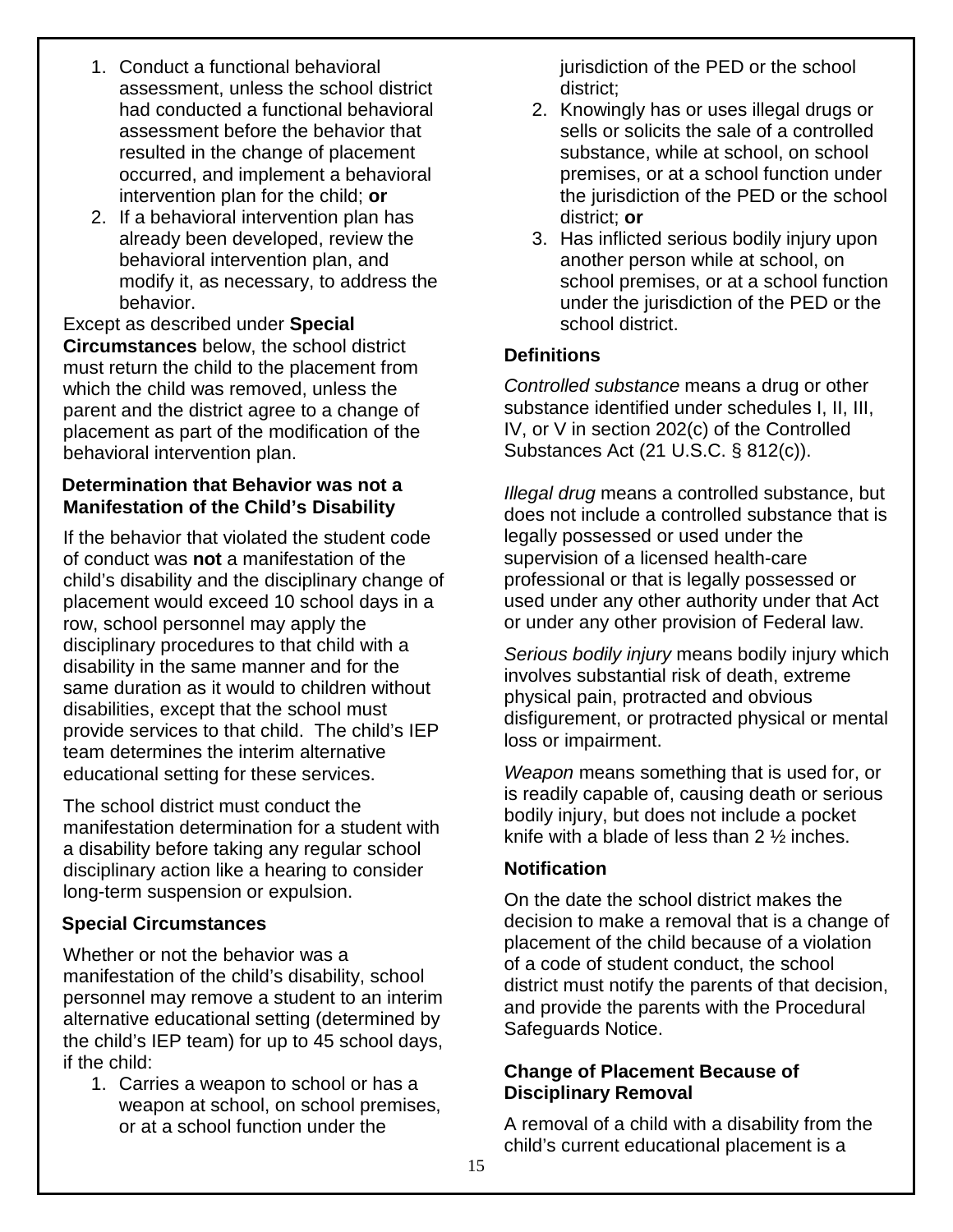1. Conduct a functional behavioral assessment, unless the school district had conducted a functional behavioral assessment before the behavior that resulted in the change of placement occurred, and implement a behavioral intervention plan for the child; **or**
2. If a behavioral intervention plan has already been developed, review the behavioral intervention plan, and modify it, as necessary, to address the behavior.

Except as described under **Special Circumstances** below, the school district must return the child to the placement from which the child was removed, unless the parent and the district agree to a change of placement as part of the modification of the behavioral intervention plan.

### Determination that Behavior was not a Manifestation of the Child's Disability

If the behavior that violated the student code of conduct was **not** a manifestation of the child's disability and the disciplinary change of placement would exceed 10 school days in a row, school personnel may apply the disciplinary procedures to that child with a disability in the same manner and for the same duration as it would to children without disabilities, except that the school must provide services to that child. The child's IEP team determines the interim alternative educational setting for these services.

The school district must conduct the manifestation determination for a student with a disability before taking any regular school disciplinary action like a hearing to consider long-term suspension or expulsion.

### Special Circumstances

Whether or not the behavior was a manifestation of the child's disability, school personnel may remove a student to an interim alternative educational setting (determined by the child's IEP team) for up to 45 school days, if the child:

1. Carries a weapon to school or has a weapon at school, on school premises, or at a school function under the jurisdiction of the PED or the school district;
2. Knowingly has or uses illegal drugs or sells or solicits the sale of a controlled substance, while at school, on school premises, or at a school function under the jurisdiction of the PED or the school district; **or**
3. Has inflicted serious bodily injury upon another person while at school, on school premises, or at a school function under the jurisdiction of the PED or the school district.

### Definitions

*Controlled substance* means a drug or other substance identified under schedules I, II, III, IV, or V in section 202(c) of the Controlled Substances Act (21 U.S.C. § 812(c)).

*Illegal drug* means a controlled substance, but does not include a controlled substance that is legally possessed or used under the supervision of a licensed health-care professional or that is legally possessed or used under any other authority under that Act or under any other provision of Federal law.

*Serious bodily injury* means bodily injury which involves substantial risk of death, extreme physical pain, protracted and obvious disfigurement, or protracted physical or mental loss or impairment.

*Weapon* means something that is used for, or is readily capable of, causing death or serious bodily injury, but does not include a pocket knife with a blade of less than 2 ½ inches.

### Notification

On the date the school district makes the decision to make a removal that is a change of placement of the child because of a violation of a code of student conduct, the school district must notify the parents of that decision, and provide the parents with the Procedural Safeguards Notice.

### Change of Placement Because of Disciplinary Removal

A removal of a child with a disability from the child's current educational placement is a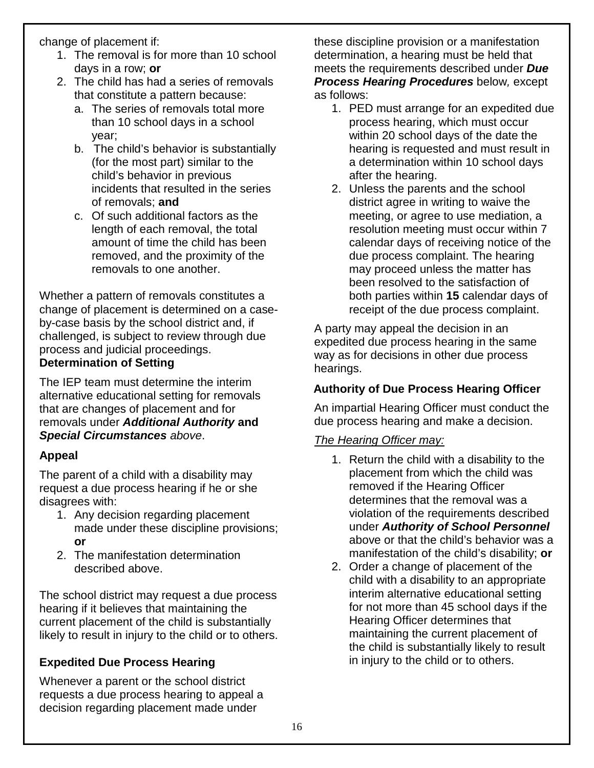change of placement if:

1. The removal is for more than 10 school days in a row; **or**
2. The child has had a series of removals that constitute a pattern because:
   a. The series of removals total more than 10 school days in a school year;
   b. The child's behavior is substantially (for the most part) similar to the child's behavior in previous incidents that resulted in the series of removals; **and**
   c. Of such additional factors as the length of each removal, the total amount of time the child has been removed, and the proximity of the removals to one another.

Whether a pattern of removals constitutes a change of placement is determined on a case-by-case basis by the school district and, if challenged, is subject to review through due process and judicial proceedings.

**Determination of Setting**

The IEP team must determine the interim alternative educational setting for removals that are changes of placement and for removals under ***Additional Authority*** **and** ***Special Circumstances*** *above*.

**Appeal**

The parent of a child with a disability may request a due process hearing if he or she disagrees with:

1. Any decision regarding placement made under these discipline provisions; **or**
2. The manifestation determination described above.

The school district may request a due process hearing if it believes that maintaining the current placement of the child is substantially likely to result in injury to the child or to others.

**Expedited Due Process Hearing**

Whenever a parent or the school district requests a due process hearing to appeal a decision regarding placement made under these discipline provision or a manifestation determination, a hearing must be held that meets the requirements described under ***Due Process Hearing Procedures*** below, except as follows:

1. PED must arrange for an expedited due process hearing, which must occur within 20 school days of the date the hearing is requested and must result in a determination within 10 school days after the hearing.
2. Unless the parents and the school district agree in writing to waive the meeting, or agree to use mediation, a resolution meeting must occur within 7 calendar days of receiving notice of the due process complaint. The hearing may proceed unless the matter has been resolved to the satisfaction of both parties within **15** calendar days of receipt of the due process complaint.

A party may appeal the decision in an expedited due process hearing in the same way as for decisions in other due process hearings.

**Authority of Due Process Hearing Officer**

An impartial Hearing Officer must conduct the due process hearing and make a decision.

*The Hearing Officer may:*

1. Return the child with a disability to the placement from which the child was removed if the Hearing Officer determines that the removal was a violation of the requirements described under ***Authority of School Personnel*** above or that the child's behavior was a manifestation of the child's disability; **or**
2. Order a change of placement of the child with a disability to an appropriate interim alternative educational setting for not more than 45 school days if the Hearing Officer determines that maintaining the current placement of the child is substantially likely to result in injury to the child or to others.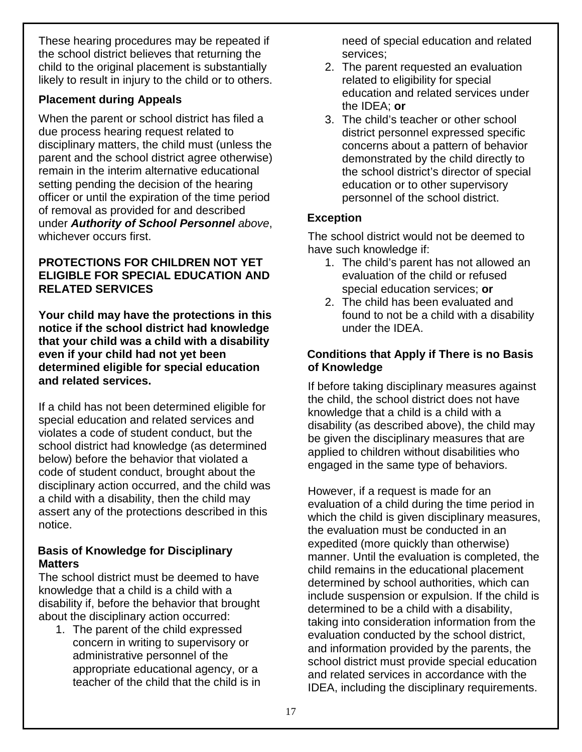These hearing procedures may be repeated if the school district believes that returning the child to the original placement is substantially likely to result in injury to the child or to others.

### Placement during Appeals

When the parent or school district has filed a due process hearing request related to disciplinary matters, the child must (unless the parent and the school district agree otherwise) remain in the interim alternative educational setting pending the decision of the hearing officer or until the expiration of the time period of removal as provided for and described under ***Authority of School Personnel*** *above*, whichever occurs first.

## PROTECTIONS FOR CHILDREN NOT YET ELIGIBLE FOR SPECIAL EDUCATION AND RELATED SERVICES

**Your child may have the protections in this notice if the school district had knowledge that your child was a child with a disability even if your child had not yet been determined eligible for special education and related services.**

If a child has not been determined eligible for special education and related services and violates a code of student conduct, but the school district had knowledge (as determined below) before the behavior that violated a code of student conduct, brought about the disciplinary action occurred, and the child was a child with a disability, then the child may assert any of the protections described in this notice.

### Basis of Knowledge for Disciplinary Matters

The school district must be deemed to have knowledge that a child is a child with a disability if, before the behavior that brought about the disciplinary action occurred:

1. The parent of the child expressed concern in writing to supervisory or administrative personnel of the appropriate educational agency, or a teacher of the child that the child is in need of special education and related services;
2. The parent requested an evaluation related to eligibility for special education and related services under the IDEA; **or**
3. The child's teacher or other school district personnel expressed specific concerns about a pattern of behavior demonstrated by the child directly to the school district's director of special education or to other supervisory personnel of the school district.

### Exception

The school district would not be deemed to have such knowledge if:

1. The child's parent has not allowed an evaluation of the child or refused special education services; **or**
2. The child has been evaluated and found to not be a child with a disability under the IDEA.

### Conditions that Apply if There is no Basis of Knowledge

If before taking disciplinary measures against the child, the school district does not have knowledge that a child is a child with a disability (as described above), the child may be given the disciplinary measures that are applied to children without disabilities who engaged in the same type of behaviors.

However, if a request is made for an evaluation of a child during the time period in which the child is given disciplinary measures, the evaluation must be conducted in an expedited (more quickly than otherwise) manner. Until the evaluation is completed, the child remains in the educational placement determined by school authorities, which can include suspension or expulsion. If the child is determined to be a child with a disability, taking into consideration information from the evaluation conducted by the school district, and information provided by the parents, the school district must provide special education and related services in accordance with the IDEA, including the disciplinary requirements.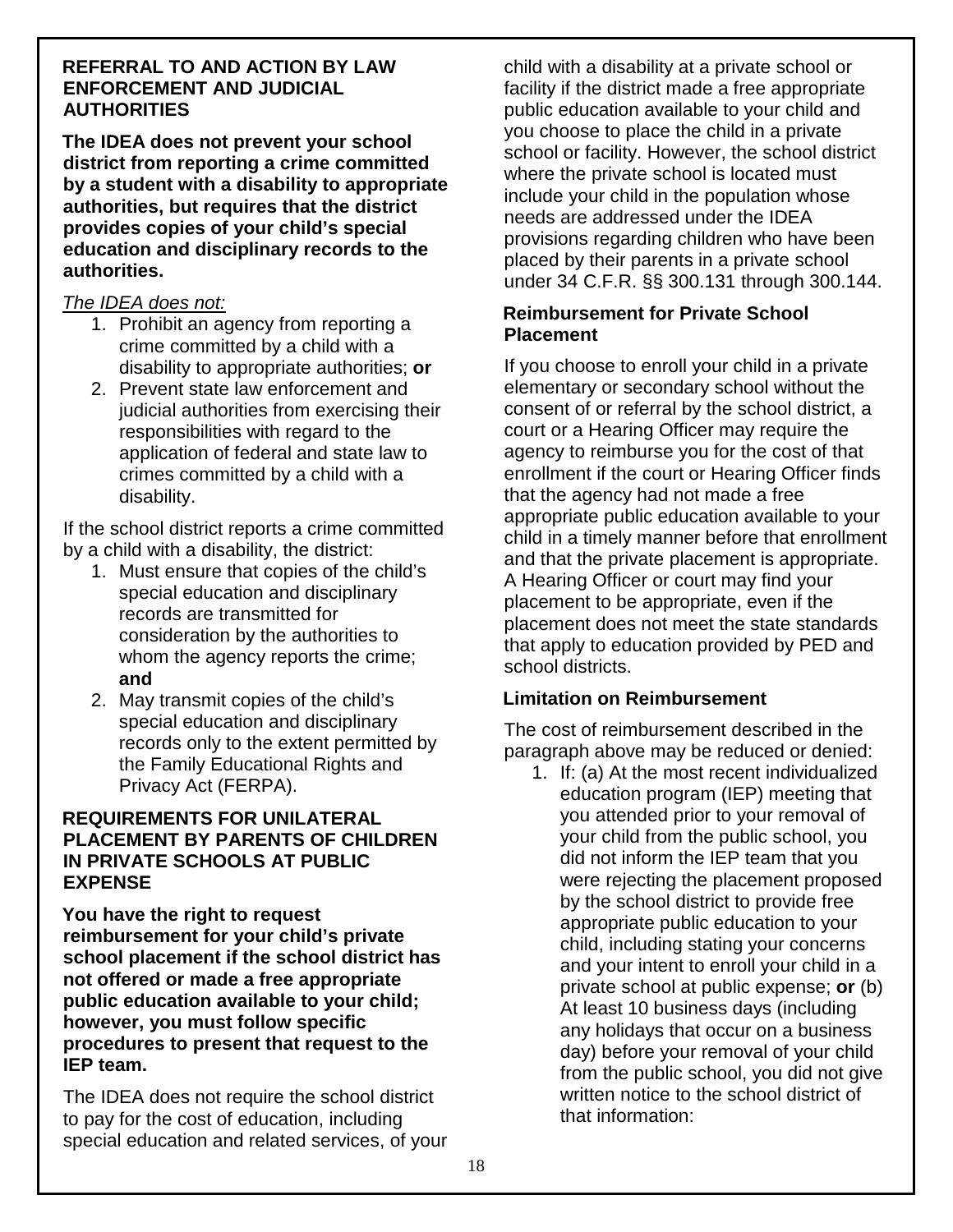## REFERRAL TO AND ACTION BY LAW ENFORCEMENT AND JUDICIAL AUTHORITIES

**The IDEA does not prevent your school district from reporting a crime committed by a student with a disability to appropriate authorities, but requires that the district provides copies of your child's special education and disciplinary records to the authorities.**

*The IDEA does not:*

1. Prohibit an agency from reporting a crime committed by a child with a disability to appropriate authorities; **or**
2. Prevent state law enforcement and judicial authorities from exercising their responsibilities with regard to the application of federal and state law to crimes committed by a child with a disability.

If the school district reports a crime committed by a child with a disability, the district:

1. Must ensure that copies of the child's special education and disciplinary records are transmitted for consideration by the authorities to whom the agency reports the crime; **and**
2. May transmit copies of the child's special education and disciplinary records only to the extent permitted by the Family Educational Rights and Privacy Act (FERPA).

## REQUIREMENTS FOR UNILATERAL PLACEMENT BY PARENTS OF CHILDREN IN PRIVATE SCHOOLS AT PUBLIC EXPENSE

**You have the right to request reimbursement for your child's private school placement if the school district has not offered or made a free appropriate public education available to your child; however, you must follow specific procedures to present that request to the IEP team.**

The IDEA does not require the school district to pay for the cost of education, including special education and related services, of your child with a disability at a private school or facility if the district made a free appropriate public education available to your child and you choose to place the child in a private school or facility. However, the school district where the private school is located must include your child in the population whose needs are addressed under the IDEA provisions regarding children who have been placed by their parents in a private school under 34 C.F.R. §§ 300.131 through 300.144.

### Reimbursement for Private School Placement

If you choose to enroll your child in a private elementary or secondary school without the consent of or referral by the school district, a court or a Hearing Officer may require the agency to reimburse you for the cost of that enrollment if the court or Hearing Officer finds that the agency had not made a free appropriate public education available to your child in a timely manner before that enrollment and that the private placement is appropriate. A Hearing Officer or court may find your placement to be appropriate, even if the placement does not meet the state standards that apply to education provided by PED and school districts.

### Limitation on Reimbursement

The cost of reimbursement described in the paragraph above may be reduced or denied:

1. If: (a) At the most recent individualized education program (IEP) meeting that you attended prior to your removal of your child from the public school, you did not inform the IEP team that you were rejecting the placement proposed by the school district to provide free appropriate public education to your child, including stating your concerns and your intent to enroll your child in a private school at public expense; **or** (b) At least 10 business days (including any holidays that occur on a business day) before your removal of your child from the public school, you did not give written notice to the school district of that information: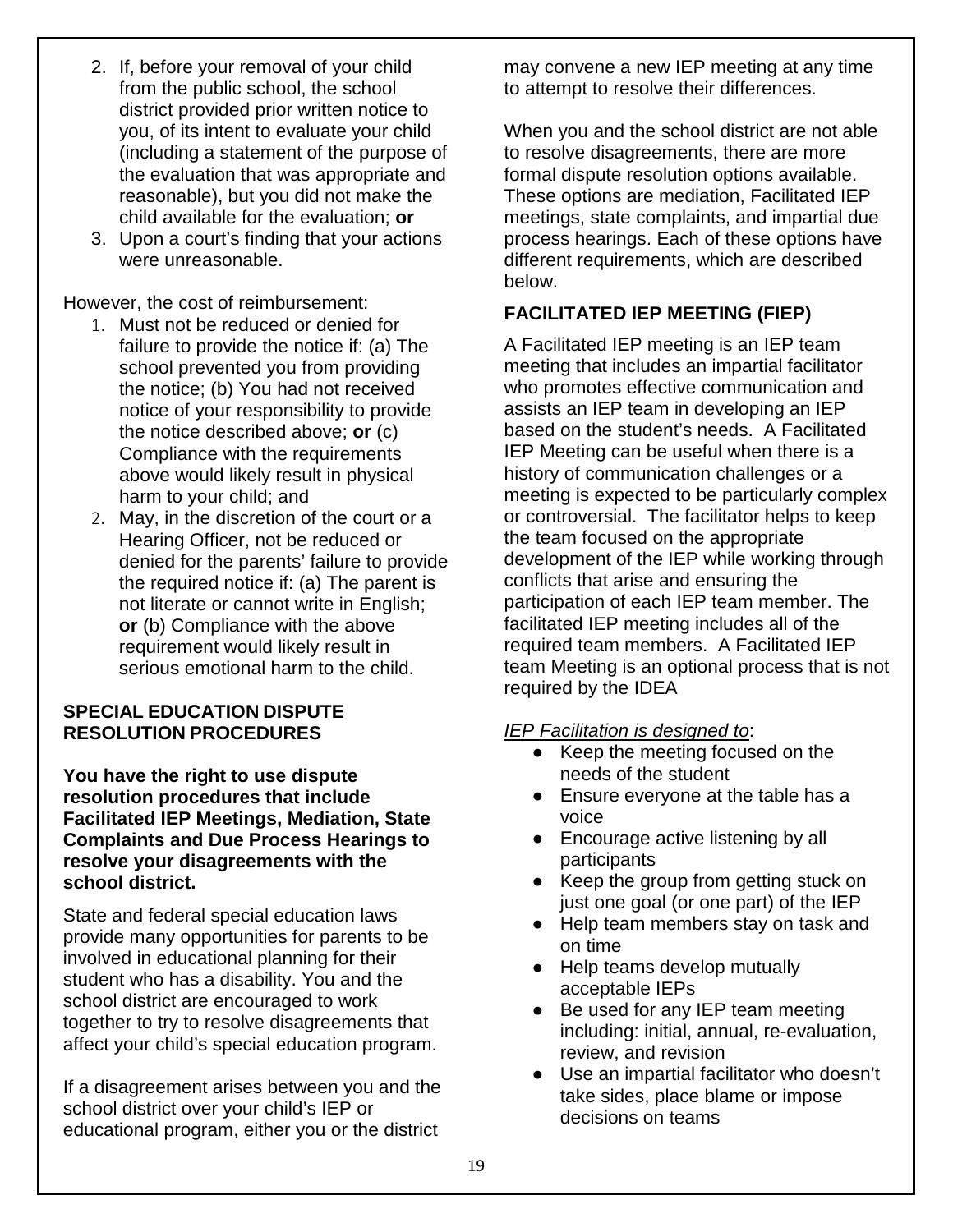2. If, before your removal of your child from the public school, the school district provided prior written notice to you, of its intent to evaluate your child (including a statement of the purpose of the evaluation that was appropriate and reasonable), but you did not make the child available for the evaluation; **or**
3. Upon a court's finding that your actions were unreasonable.

However, the cost of reimbursement:

1. Must not be reduced or denied for failure to provide the notice if: (a) The school prevented you from providing the notice; (b) You had not received notice of your responsibility to provide the notice described above; **or** (c) Compliance with the requirements above would likely result in physical harm to your child; and
2. May, in the discretion of the court or a Hearing Officer, not be reduced or denied for the parents' failure to provide the required notice if: (a) The parent is not literate or cannot write in English; **or** (b) Compliance with the above requirement would likely result in serious emotional harm to the child.

## SPECIAL EDUCATION DISPUTE RESOLUTION PROCEDURES

**You have the right to use dispute resolution procedures that include Facilitated IEP Meetings, Mediation, State Complaints and Due Process Hearings to resolve your disagreements with the school district.**

State and federal special education laws provide many opportunities for parents to be involved in educational planning for their student who has a disability. You and the school district are encouraged to work together to try to resolve disagreements that affect your child's special education program.

If a disagreement arises between you and the school district over your child's IEP or educational program, either you or the district may convene a new IEP meeting at any time to attempt to resolve their differences.

When you and the school district are not able to resolve disagreements, there are more formal dispute resolution options available. These options are mediation, Facilitated IEP meetings, state complaints, and impartial due process hearings. Each of these options have different requirements, which are described below.

## FACILITATED IEP MEETING (FIEP)

A Facilitated IEP meeting is an IEP team meeting that includes an impartial facilitator who promotes effective communication and assists an IEP team in developing an IEP based on the student's needs. A Facilitated IEP Meeting can be useful when there is a history of communication challenges or a meeting is expected to be particularly complex or controversial. The facilitator helps to keep the team focused on the appropriate development of the IEP while working through conflicts that arise and ensuring the participation of each IEP team member. The facilitated IEP meeting includes all of the required team members. A Facilitated IEP team Meeting is an optional process that is not required by the IDEA

*IEP Facilitation is designed to*:

- Keep the meeting focused on the needs of the student
- Ensure everyone at the table has a voice
- Encourage active listening by all participants
- Keep the group from getting stuck on just one goal (or one part) of the IEP
- Help team members stay on task and on time
- Help teams develop mutually acceptable IEPs
- Be used for any IEP team meeting including: initial, annual, re-evaluation, review, and revision
- Use an impartial facilitator who doesn't take sides, place blame or impose decisions on teams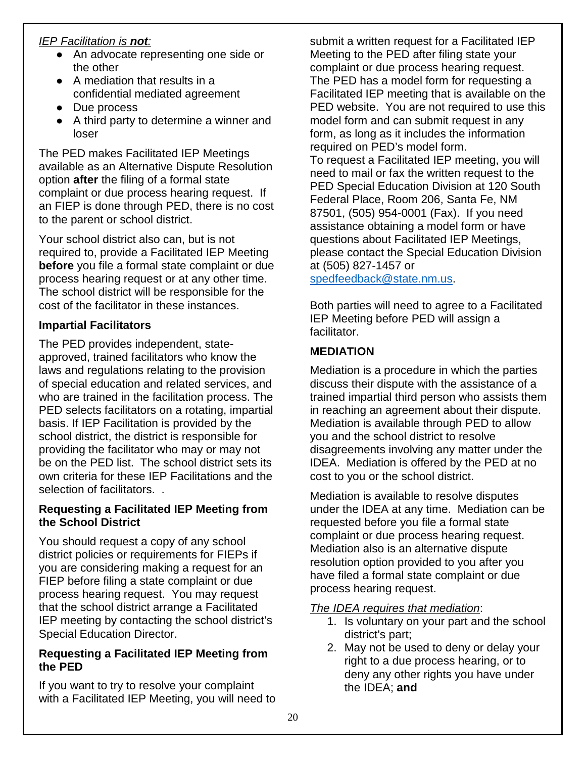*IEP Facilitation is **not**:*

- An advocate representing one side or the other
- A mediation that results in a confidential mediated agreement
- Due process
- A third party to determine a winner and loser

The PED makes Facilitated IEP Meetings available as an Alternative Dispute Resolution option **after** the filing of a formal state complaint or due process hearing request. If an FIEP is done through PED, there is no cost to the parent or school district.

Your school district also can, but is not required to, provide a Facilitated IEP Meeting **before** you file a formal state complaint or due process hearing request or at any other time. The school district will be responsible for the cost of the facilitator in these instances.

### Impartial Facilitators

The PED provides independent, state-approved, trained facilitators who know the laws and regulations relating to the provision of special education and related services, and who are trained in the facilitation process. The PED selects facilitators on a rotating, impartial basis. If IEP Facilitation is provided by the school district, the district is responsible for providing the facilitator who may or may not be on the PED list. The school district sets its own criteria for these IEP Facilitations and the selection of facilitators. .

### Requesting a Facilitated IEP Meeting from the School District

You should request a copy of any school district policies or requirements for FIEPs if you are considering making a request for an FIEP before filing a state complaint or due process hearing request. You may request that the school district arrange a Facilitated IEP meeting by contacting the school district's Special Education Director.

### Requesting a Facilitated IEP Meeting from the PED

If you want to try to resolve your complaint with a Facilitated IEP Meeting, you will need to submit a written request for a Facilitated IEP Meeting to the PED after filing state your complaint or due process hearing request. The PED has a model form for requesting a Facilitated IEP meeting that is available on the PED website. You are not required to use this model form and can submit request in any form, as long as it includes the information required on PED's model form.
To request a Facilitated IEP meeting, you will need to mail or fax the written request to the PED Special Education Division at 120 South Federal Place, Room 206, Santa Fe, NM 87501, (505) 954-0001 (Fax). If you need assistance obtaining a model form or have questions about Facilitated IEP Meetings, please contact the Special Education Division at (505) 827-1457 or spedfeedback@state.nm.us.

Both parties will need to agree to a Facilitated IEP Meeting before PED will assign a facilitator.

## MEDIATION

Mediation is a procedure in which the parties discuss their dispute with the assistance of a trained impartial third person who assists them in reaching an agreement about their dispute. Mediation is available through PED to allow you and the school district to resolve disagreements involving any matter under the IDEA. Mediation is offered by the PED at no cost to you or the school district.

Mediation is available to resolve disputes under the IDEA at any time. Mediation can be requested before you file a formal state complaint or due process hearing request. Mediation also is an alternative dispute resolution option provided to you after you have filed a formal state complaint or due process hearing request.

*The IDEA requires that mediation*:

1. Is voluntary on your part and the school district's part;
2. May not be used to deny or delay your right to a due process hearing, or to deny any other rights you have under the IDEA; **and**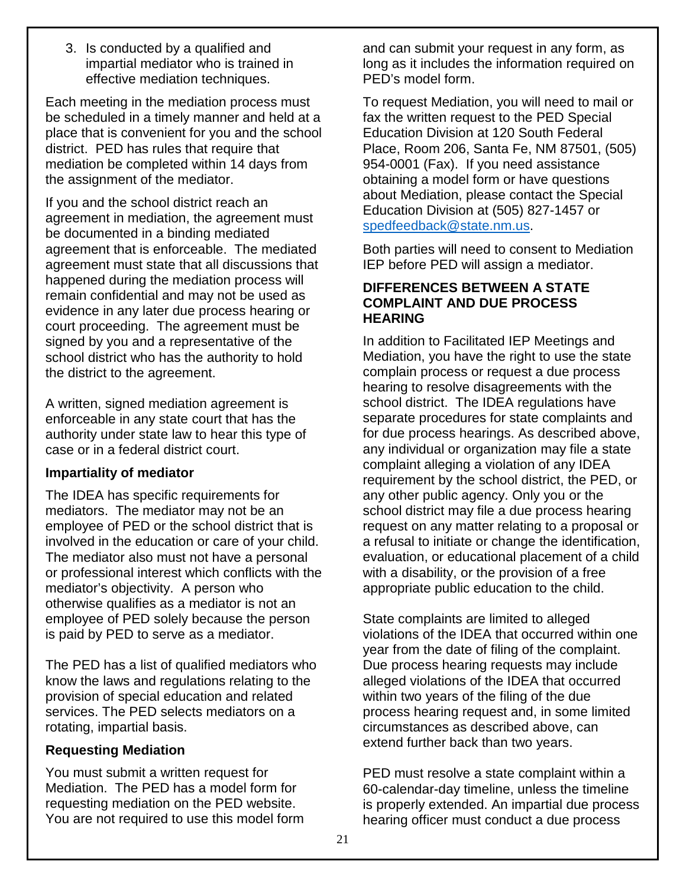3. Is conducted by a qualified and impartial mediator who is trained in effective mediation techniques.

Each meeting in the mediation process must be scheduled in a timely manner and held at a place that is convenient for you and the school district. PED has rules that require that mediation be completed within 14 days from the assignment of the mediator.

If you and the school district reach an agreement in mediation, the agreement must be documented in a binding mediated agreement that is enforceable. The mediated agreement must state that all discussions that happened during the mediation process will remain confidential and may not be used as evidence in any later due process hearing or court proceeding. The agreement must be signed by you and a representative of the school district who has the authority to hold the district to the agreement.

A written, signed mediation agreement is enforceable in any state court that has the authority under state law to hear this type of case or in a federal district court.

**Impartiality of mediator**

The IDEA has specific requirements for mediators. The mediator may not be an employee of PED or the school district that is involved in the education or care of your child. The mediator also must not have a personal or professional interest which conflicts with the mediator's objectivity. A person who otherwise qualifies as a mediator is not an employee of PED solely because the person is paid by PED to serve as a mediator.

The PED has a list of qualified mediators who know the laws and regulations relating to the provision of special education and related services. The PED selects mediators on a rotating, impartial basis.

**Requesting Mediation**

You must submit a written request for Mediation. The PED has a model form for requesting mediation on the PED website. You are not required to use this model form and can submit your request in any form, as long as it includes the information required on PED's model form.

To request Mediation, you will need to mail or fax the written request to the PED Special Education Division at 120 South Federal Place, Room 206, Santa Fe, NM 87501, (505) 954-0001 (Fax). If you need assistance obtaining a model form or have questions about Mediation, please contact the Special Education Division at (505) 827-1457 or spedfeedback@state.nm.us.

Both parties will need to consent to Mediation IEP before PED will assign a mediator.

**DIFFERENCES BETWEEN A STATE COMPLAINT AND DUE PROCESS HEARING**

In addition to Facilitated IEP Meetings and Mediation, you have the right to use the state complain process or request a due process hearing to resolve disagreements with the school district. The IDEA regulations have separate procedures for state complaints and for due process hearings. As described above, any individual or organization may file a state complaint alleging a violation of any IDEA requirement by the school district, the PED, or any other public agency. Only you or the school district may file a due process hearing request on any matter relating to a proposal or a refusal to initiate or change the identification, evaluation, or educational placement of a child with a disability, or the provision of a free appropriate public education to the child.

State complaints are limited to alleged violations of the IDEA that occurred within one year from the date of filing of the complaint. Due process hearing requests may include alleged violations of the IDEA that occurred within two years of the filing of the due process hearing request and, in some limited circumstances as described above, can extend further back than two years.

PED must resolve a state complaint within a 60-calendar-day timeline, unless the timeline is properly extended. An impartial due process hearing officer must conduct a due process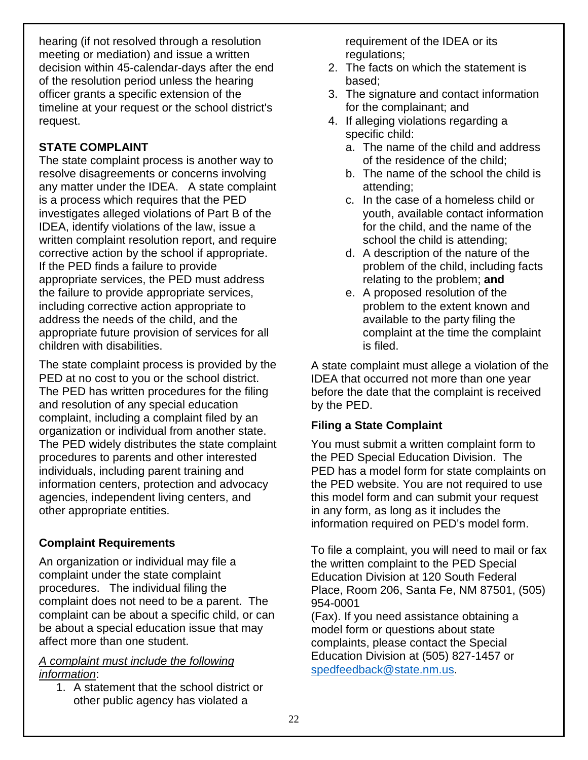hearing (if not resolved through a resolution meeting or mediation) and issue a written decision within 45-calendar-days after the end of the resolution period unless the hearing officer grants a specific extension of the timeline at your request or the school district's request.

### STATE COMPLAINT

The state complaint process is another way to resolve disagreements or concerns involving any matter under the IDEA. A state complaint is a process which requires that the PED investigates alleged violations of Part B of the IDEA, identify violations of the law, issue a written complaint resolution report, and require corrective action by the school if appropriate. If the PED finds a failure to provide appropriate services, the PED must address the failure to provide appropriate services, including corrective action appropriate to address the needs of the child, and the appropriate future provision of services for all children with disabilities.

The state complaint process is provided by the PED at no cost to you or the school district. The PED has written procedures for the filing and resolution of any special education complaint, including a complaint filed by an organization or individual from another state. The PED widely distributes the state complaint procedures to parents and other interested individuals, including parent training and information centers, protection and advocacy agencies, independent living centers, and other appropriate entities.

#### Complaint Requirements

An organization or individual may file a complaint under the state complaint procedures. The individual filing the complaint does not need to be a parent. The complaint can be about a specific child, or can be about a special education issue that may affect more than one student.

*A complaint must include the following information*:

1. A statement that the school district or other public agency has violated a requirement of the IDEA or its regulations;
2. The facts on which the statement is based;
3. The signature and contact information for the complainant; and
4. If alleging violations regarding a specific child:
   a. The name of the child and address of the residence of the child;
   b. The name of the school the child is attending;
   c. In the case of a homeless child or youth, available contact information for the child, and the name of the school the child is attending;
   d. A description of the nature of the problem of the child, including facts relating to the problem; **and**
   e. A proposed resolution of the problem to the extent known and available to the party filing the complaint at the time the complaint is filed.

A state complaint must allege a violation of the IDEA that occurred not more than one year before the date that the complaint is received by the PED.

#### Filing a State Complaint

You must submit a written complaint form to the PED Special Education Division. The PED has a model form for state complaints on the PED website. You are not required to use this model form and can submit your request in any form, as long as it includes the information required on PED's model form.

To file a complaint, you will need to mail or fax the written complaint to the PED Special Education Division at 120 South Federal Place, Room 206, Santa Fe, NM 87501, (505) 954-0001 (Fax). If you need assistance obtaining a model form or questions about state complaints, please contact the Special Education Division at (505) 827-1457 or spedfeedback@state.nm.us.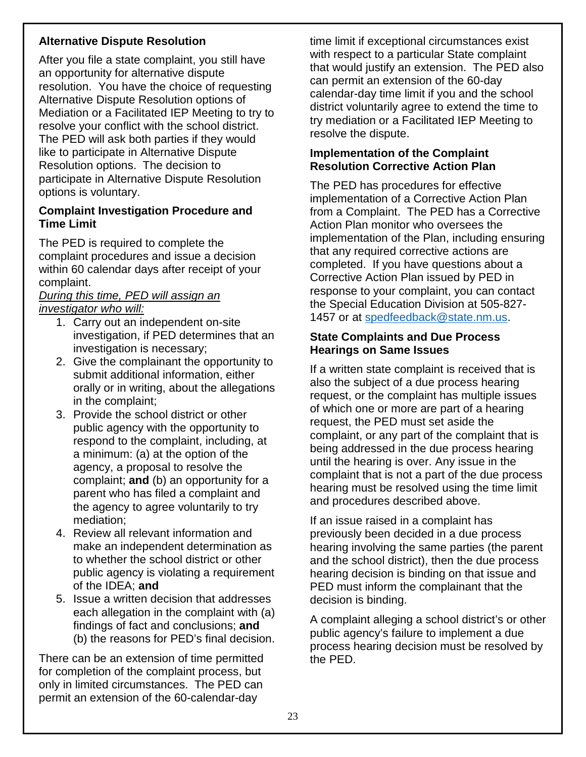### Alternative Dispute Resolution

After you file a state complaint, you still have an opportunity for alternative dispute resolution. You have the choice of requesting Alternative Dispute Resolution options of Mediation or a Facilitated IEP Meeting to try to resolve your conflict with the school district. The PED will ask both parties if they would like to participate in Alternative Dispute Resolution options. The decision to participate in Alternative Dispute Resolution options is voluntary.

### Complaint Investigation Procedure and Time Limit

The PED is required to complete the complaint procedures and issue a decision within 60 calendar days after receipt of your complaint.

*During this time, PED will assign an investigator who will:*

1. Carry out an independent on-site investigation, if PED determines that an investigation is necessary;
2. Give the complainant the opportunity to submit additional information, either orally or in writing, about the allegations in the complaint;
3. Provide the school district or other public agency with the opportunity to respond to the complaint, including, at a minimum: (a) at the option of the agency, a proposal to resolve the complaint; **and** (b) an opportunity for a parent who has filed a complaint and the agency to agree voluntarily to try mediation;
4. Review all relevant information and make an independent determination as to whether the school district or other public agency is violating a requirement of the IDEA; **and**
5. Issue a written decision that addresses each allegation in the complaint with (a) findings of fact and conclusions; **and** (b) the reasons for PED's final decision.

There can be an extension of time permitted for completion of the complaint process, but only in limited circumstances. The PED can permit an extension of the 60-calendar-day time limit if exceptional circumstances exist with respect to a particular State complaint that would justify an extension. The PED also can permit an extension of the 60-day calendar-day time limit if you and the school district voluntarily agree to extend the time to try mediation or a Facilitated IEP Meeting to resolve the dispute.

### Implementation of the Complaint Resolution Corrective Action Plan

The PED has procedures for effective implementation of a Corrective Action Plan from a Complaint. The PED has a Corrective Action Plan monitor who oversees the implementation of the Plan, including ensuring that any required corrective actions are completed. If you have questions about a Corrective Action Plan issued by PED in response to your complaint, you can contact the Special Education Division at 505-827-1457 or at spedfeedback@state.nm.us.

### State Complaints and Due Process Hearings on Same Issues

If a written state complaint is received that is also the subject of a due process hearing request, or the complaint has multiple issues of which one or more are part of a hearing request, the PED must set aside the complaint, or any part of the complaint that is being addressed in the due process hearing until the hearing is over. Any issue in the complaint that is not a part of the due process hearing must be resolved using the time limit and procedures described above.

If an issue raised in a complaint has previously been decided in a due process hearing involving the same parties (the parent and the school district), then the due process hearing decision is binding on that issue and PED must inform the complainant that the decision is binding.

A complaint alleging a school district's or other public agency's failure to implement a due process hearing decision must be resolved by the PED.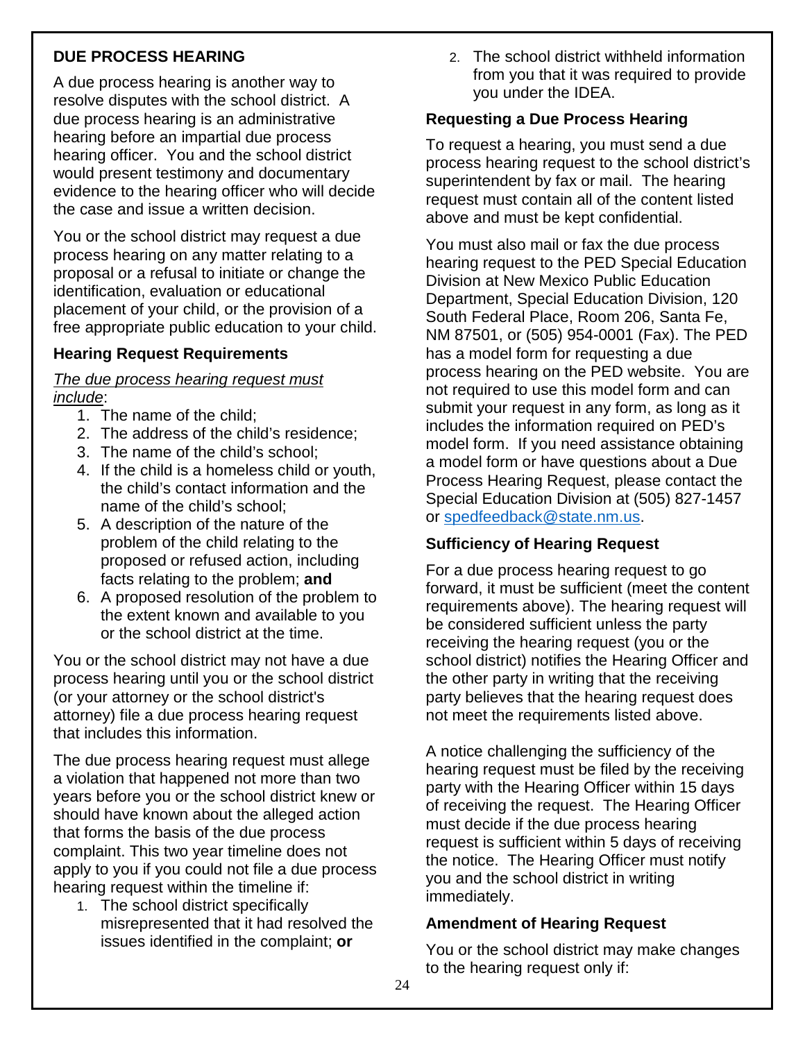## DUE PROCESS HEARING

A due process hearing is another way to resolve disputes with the school district. A due process hearing is an administrative hearing before an impartial due process hearing officer. You and the school district would present testimony and documentary evidence to the hearing officer who will decide the case and issue a written decision.

You or the school district may request a due process hearing on any matter relating to a proposal or a refusal to initiate or change the identification, evaluation or educational placement of your child, or the provision of a free appropriate public education to your child.

### Hearing Request Requirements

*The due process hearing request must include*:

1. The name of the child;
2. The address of the child's residence;
3. The name of the child's school;
4. If the child is a homeless child or youth, the child's contact information and the name of the child's school;
5. A description of the nature of the problem of the child relating to the proposed or refused action, including facts relating to the problem; **and**
6. A proposed resolution of the problem to the extent known and available to you or the school district at the time.

You or the school district may not have a due process hearing until you or the school district (or your attorney or the school district's attorney) file a due process hearing request that includes this information.

The due process hearing request must allege a violation that happened not more than two years before you or the school district knew or should have known about the alleged action that forms the basis of the due process complaint. This two year timeline does not apply to you if you could not file a due process hearing request within the timeline if:

1. The school district specifically misrepresented that it had resolved the issues identified in the complaint; **or**
2. The school district withheld information from you that it was required to provide you under the IDEA.

### Requesting a Due Process Hearing

To request a hearing, you must send a due process hearing request to the school district's superintendent by fax or mail. The hearing request must contain all of the content listed above and must be kept confidential.

You must also mail or fax the due process hearing request to the PED Special Education Division at New Mexico Public Education Department, Special Education Division, 120 South Federal Place, Room 206, Santa Fe, NM 87501, or (505) 954-0001 (Fax). The PED has a model form for requesting a due process hearing on the PED website. You are not required to use this model form and can submit your request in any form, as long as it includes the information required on PED's model form. If you need assistance obtaining a model form or have questions about a Due Process Hearing Request, please contact the Special Education Division at (505) 827-1457 or spedfeedback@state.nm.us.

### Sufficiency of Hearing Request

For a due process hearing request to go forward, it must be sufficient (meet the content requirements above). The hearing request will be considered sufficient unless the party receiving the hearing request (you or the school district) notifies the Hearing Officer and the other party in writing that the receiving party believes that the hearing request does not meet the requirements listed above.

A notice challenging the sufficiency of the hearing request must be filed by the receiving party with the Hearing Officer within 15 days of receiving the request. The Hearing Officer must decide if the due process hearing request is sufficient within 5 days of receiving the notice. The Hearing Officer must notify you and the school district in writing immediately.

### Amendment of Hearing Request

You or the school district may make changes to the hearing request only if: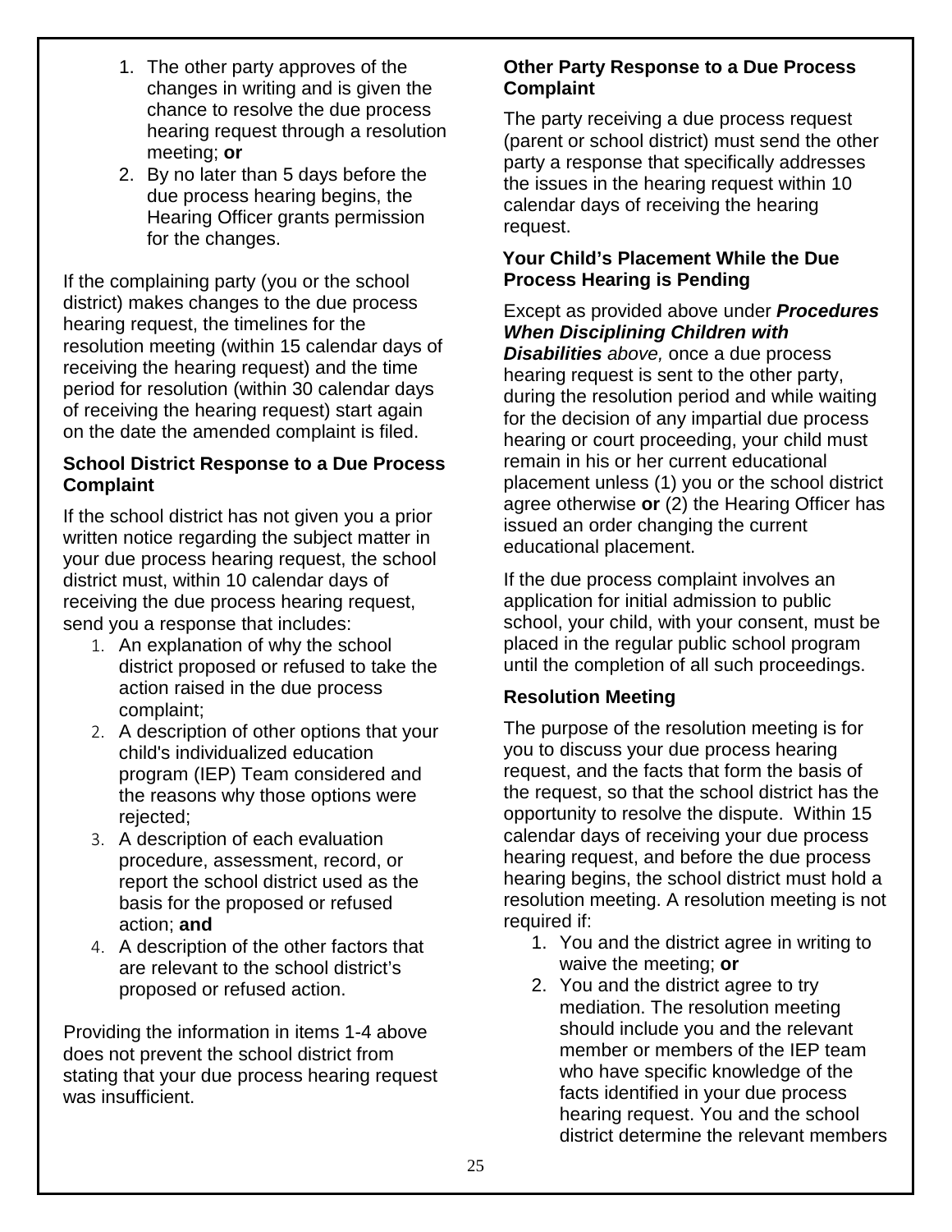1. The other party approves of the changes in writing and is given the chance to resolve the due process hearing request through a resolution meeting; **or**
2. By no later than 5 days before the due process hearing begins, the Hearing Officer grants permission for the changes.

If the complaining party (you or the school district) makes changes to the due process hearing request, the timelines for the resolution meeting (within 15 calendar days of receiving the hearing request) and the time period for resolution (within 30 calendar days of receiving the hearing request) start again on the date the amended complaint is filed.

### School District Response to a Due Process Complaint

If the school district has not given you a prior written notice regarding the subject matter in your due process hearing request, the school district must, within 10 calendar days of receiving the due process hearing request, send you a response that includes:

1. An explanation of why the school district proposed or refused to take the action raised in the due process complaint;
2. A description of other options that your child's individualized education program (IEP) Team considered and the reasons why those options were rejected;
3. A description of each evaluation procedure, assessment, record, or report the school district used as the basis for the proposed or refused action; **and**
4. A description of the other factors that are relevant to the school district's proposed or refused action.

Providing the information in items 1-4 above does not prevent the school district from stating that your due process hearing request was insufficient.

### Other Party Response to a Due Process Complaint

The party receiving a due process request (parent or school district) must send the other party a response that specifically addresses the issues in the hearing request within 10 calendar days of receiving the hearing request.

### Your Child's Placement While the Due Process Hearing is Pending

Except as provided above under ***Procedures When Disciplining Children with Disabilities*** *above,* once a due process hearing request is sent to the other party, during the resolution period and while waiting for the decision of any impartial due process hearing or court proceeding, your child must remain in his or her current educational placement unless (1) you or the school district agree otherwise **or** (2) the Hearing Officer has issued an order changing the current educational placement.

If the due process complaint involves an application for initial admission to public school, your child, with your consent, must be placed in the regular public school program until the completion of all such proceedings.

### Resolution Meeting

The purpose of the resolution meeting is for you to discuss your due process hearing request, and the facts that form the basis of the request, so that the school district has the opportunity to resolve the dispute. Within 15 calendar days of receiving your due process hearing request, and before the due process hearing begins, the school district must hold a resolution meeting. A resolution meeting is not required if:

1. You and the district agree in writing to waive the meeting; **or**
2. You and the district agree to try mediation. The resolution meeting should include you and the relevant member or members of the IEP team who have specific knowledge of the facts identified in your due process hearing request. You and the school district determine the relevant members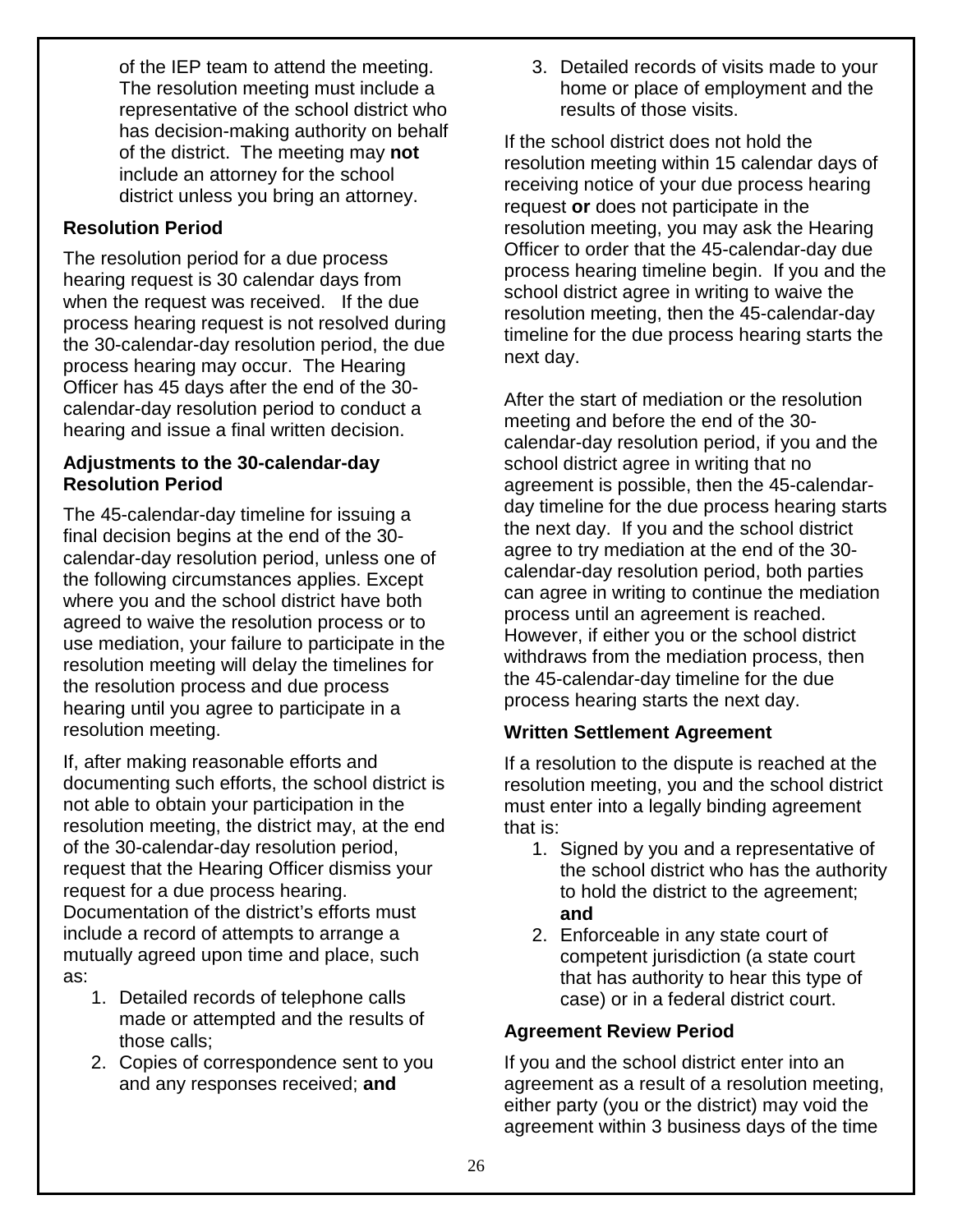of the IEP team to attend the meeting. The resolution meeting must include a representative of the school district who has decision-making authority on behalf of the district. The meeting may **not** include an attorney for the school district unless you bring an attorney.

### Resolution Period

The resolution period for a due process hearing request is 30 calendar days from when the request was received. If the due process hearing request is not resolved during the 30-calendar-day resolution period, the due process hearing may occur. The Hearing Officer has 45 days after the end of the 30-calendar-day resolution period to conduct a hearing and issue a final written decision.

### Adjustments to the 30-calendar-day Resolution Period

The 45-calendar-day timeline for issuing a final decision begins at the end of the 30-calendar-day resolution period, unless one of the following circumstances applies. Except where you and the school district have both agreed to waive the resolution process or to use mediation, your failure to participate in the resolution meeting will delay the timelines for the resolution process and due process hearing until you agree to participate in a resolution meeting.

If, after making reasonable efforts and documenting such efforts, the school district is not able to obtain your participation in the resolution meeting, the district may, at the end of the 30-calendar-day resolution period, request that the Hearing Officer dismiss your request for a due process hearing. Documentation of the district's efforts must include a record of attempts to arrange a mutually agreed upon time and place, such as:

1. Detailed records of telephone calls made or attempted and the results of those calls;
2. Copies of correspondence sent to you and any responses received; **and**
3. Detailed records of visits made to your home or place of employment and the results of those visits.

If the school district does not hold the resolution meeting within 15 calendar days of receiving notice of your due process hearing request **or** does not participate in the resolution meeting, you may ask the Hearing Officer to order that the 45-calendar-day due process hearing timeline begin. If you and the school district agree in writing to waive the resolution meeting, then the 45-calendar-day timeline for the due process hearing starts the next day.

After the start of mediation or the resolution meeting and before the end of the 30-calendar-day resolution period, if you and the school district agree in writing that no agreement is possible, then the 45-calendar-day timeline for the due process hearing starts the next day. If you and the school district agree to try mediation at the end of the 30-calendar-day resolution period, both parties can agree in writing to continue the mediation process until an agreement is reached. However, if either you or the school district withdraws from the mediation process, then the 45-calendar-day timeline for the due process hearing starts the next day.

### Written Settlement Agreement

If a resolution to the dispute is reached at the resolution meeting, you and the school district must enter into a legally binding agreement that is:

1. Signed by you and a representative of the school district who has the authority to hold the district to the agreement; **and**
2. Enforceable in any state court of competent jurisdiction (a state court that has authority to hear this type of case) or in a federal district court.

### Agreement Review Period

If you and the school district enter into an agreement as a result of a resolution meeting, either party (you or the district) may void the agreement within 3 business days of the time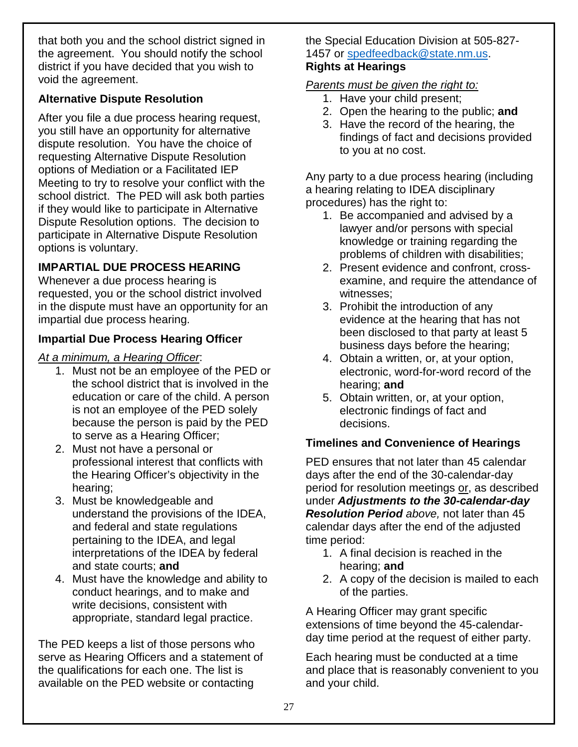that both you and the school district signed in the agreement. You should notify the school district if you have decided that you wish to void the agreement.

### Alternative Dispute Resolution

After you file a due process hearing request, you still have an opportunity for alternative dispute resolution. You have the choice of requesting Alternative Dispute Resolution options of Mediation or a Facilitated IEP Meeting to try to resolve your conflict with the school district. The PED will ask both parties if they would like to participate in Alternative Dispute Resolution options. The decision to participate in Alternative Dispute Resolution options is voluntary.

## IMPARTIAL DUE PROCESS HEARING

Whenever a due process hearing is requested, you or the school district involved in the dispute must have an opportunity for an impartial due process hearing.

### Impartial Due Process Hearing Officer

*At a minimum, a Hearing Officer*:

1. Must not be an employee of the PED or the school district that is involved in the education or care of the child. A person is not an employee of the PED solely because the person is paid by the PED to serve as a Hearing Officer;
2. Must not have a personal or professional interest that conflicts with the Hearing Officer's objectivity in the hearing;
3. Must be knowledgeable and understand the provisions of the IDEA, and federal and state regulations pertaining to the IDEA, and legal interpretations of the IDEA by federal and state courts; **and**
4. Must have the knowledge and ability to conduct hearings, and to make and write decisions, consistent with appropriate, standard legal practice.

The PED keeps a list of those persons who serve as Hearing Officers and a statement of the qualifications for each one. The list is available on the PED website or contacting the Special Education Division at 505-827-1457 or spedfeedback@state.nm.us.

### Rights at Hearings

*Parents must be given the right to:*

1. Have your child present;
2. Open the hearing to the public; **and**
3. Have the record of the hearing, the findings of fact and decisions provided to you at no cost.

Any party to a due process hearing (including a hearing relating to IDEA disciplinary procedures) has the right to:

1. Be accompanied and advised by a lawyer and/or persons with special knowledge or training regarding the problems of children with disabilities;
2. Present evidence and confront, cross-examine, and require the attendance of witnesses;
3. Prohibit the introduction of any evidence at the hearing that has not been disclosed to that party at least 5 business days before the hearing;
4. Obtain a written, or, at your option, electronic, word-for-word record of the hearing; **and**
5. Obtain written, or, at your option, electronic findings of fact and decisions.

### Timelines and Convenience of Hearings

PED ensures that not later than 45 calendar days after the end of the 30-calendar-day period for resolution meetings or, as described under ***Adjustments to the 30-calendar-day Resolution Period*** *above,* not later than 45 calendar days after the end of the adjusted time period:

1. A final decision is reached in the hearing; **and**
2. A copy of the decision is mailed to each of the parties.

A Hearing Officer may grant specific extensions of time beyond the 45-calendar-day time period at the request of either party.

Each hearing must be conducted at a time and place that is reasonably convenient to you and your child.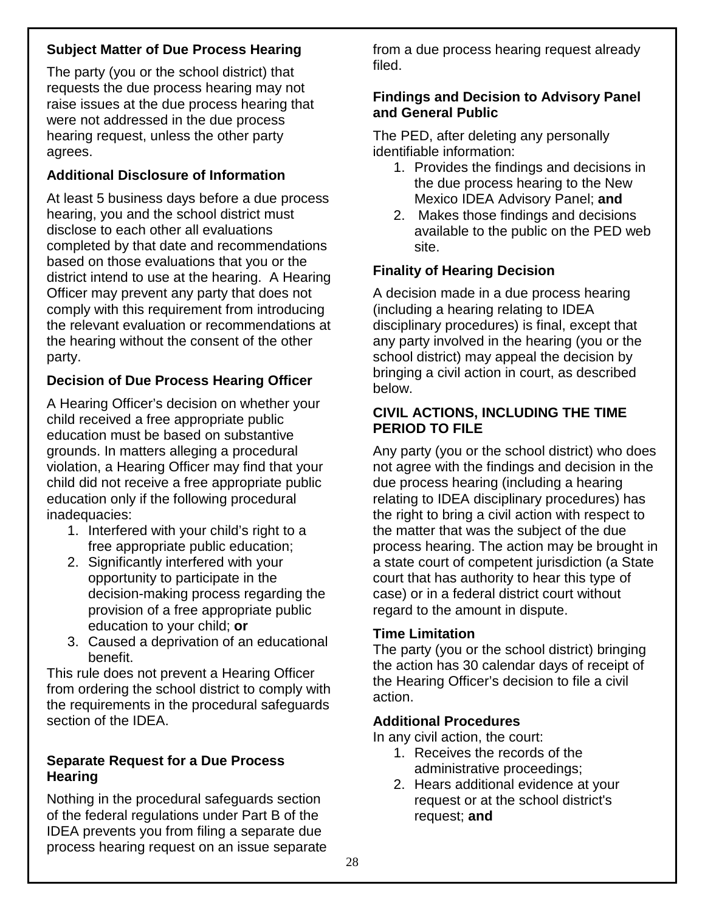### Subject Matter of Due Process Hearing

The party (you or the school district) that requests the due process hearing may not raise issues at the due process hearing that were not addressed in the due process hearing request, unless the other party agrees.

### Additional Disclosure of Information

At least 5 business days before a due process hearing, you and the school district must disclose to each other all evaluations completed by that date and recommendations based on those evaluations that you or the district intend to use at the hearing. A Hearing Officer may prevent any party that does not comply with this requirement from introducing the relevant evaluation or recommendations at the hearing without the consent of the other party.

### Decision of Due Process Hearing Officer

A Hearing Officer's decision on whether your child received a free appropriate public education must be based on substantive grounds. In matters alleging a procedural violation, a Hearing Officer may find that your child did not receive a free appropriate public education only if the following procedural inadequacies:

1. Interfered with your child's right to a free appropriate public education;
2. Significantly interfered with your opportunity to participate in the decision-making process regarding the provision of a free appropriate public education to your child; **or**
3. Caused a deprivation of an educational benefit.

This rule does not prevent a Hearing Officer from ordering the school district to comply with the requirements in the procedural safeguards section of the IDEA.

### Separate Request for a Due Process Hearing

Nothing in the procedural safeguards section of the federal regulations under Part B of the IDEA prevents you from filing a separate due process hearing request on an issue separate from a due process hearing request already filed.

### Findings and Decision to Advisory Panel and General Public

The PED, after deleting any personally identifiable information:

1. Provides the findings and decisions in the due process hearing to the New Mexico IDEA Advisory Panel; **and**
2. Makes those findings and decisions available to the public on the PED web site.

### Finality of Hearing Decision

A decision made in a due process hearing (including a hearing relating to IDEA disciplinary procedures) is final, except that any party involved in the hearing (you or the school district) may appeal the decision by bringing a civil action in court, as described below.

## CIVIL ACTIONS, INCLUDING THE TIME PERIOD TO FILE

Any party (you or the school district) who does not agree with the findings and decision in the due process hearing (including a hearing relating to IDEA disciplinary procedures) has the right to bring a civil action with respect to the matter that was the subject of the due process hearing. The action may be brought in a state court of competent jurisdiction (a State court that has authority to hear this type of case) or in a federal district court without regard to the amount in dispute.

### Time Limitation

The party (you or the school district) bringing the action has 30 calendar days of receipt of the Hearing Officer's decision to file a civil action.

### Additional Procedures

In any civil action, the court:

1. Receives the records of the administrative proceedings;
2. Hears additional evidence at your request or at the school district's request; **and**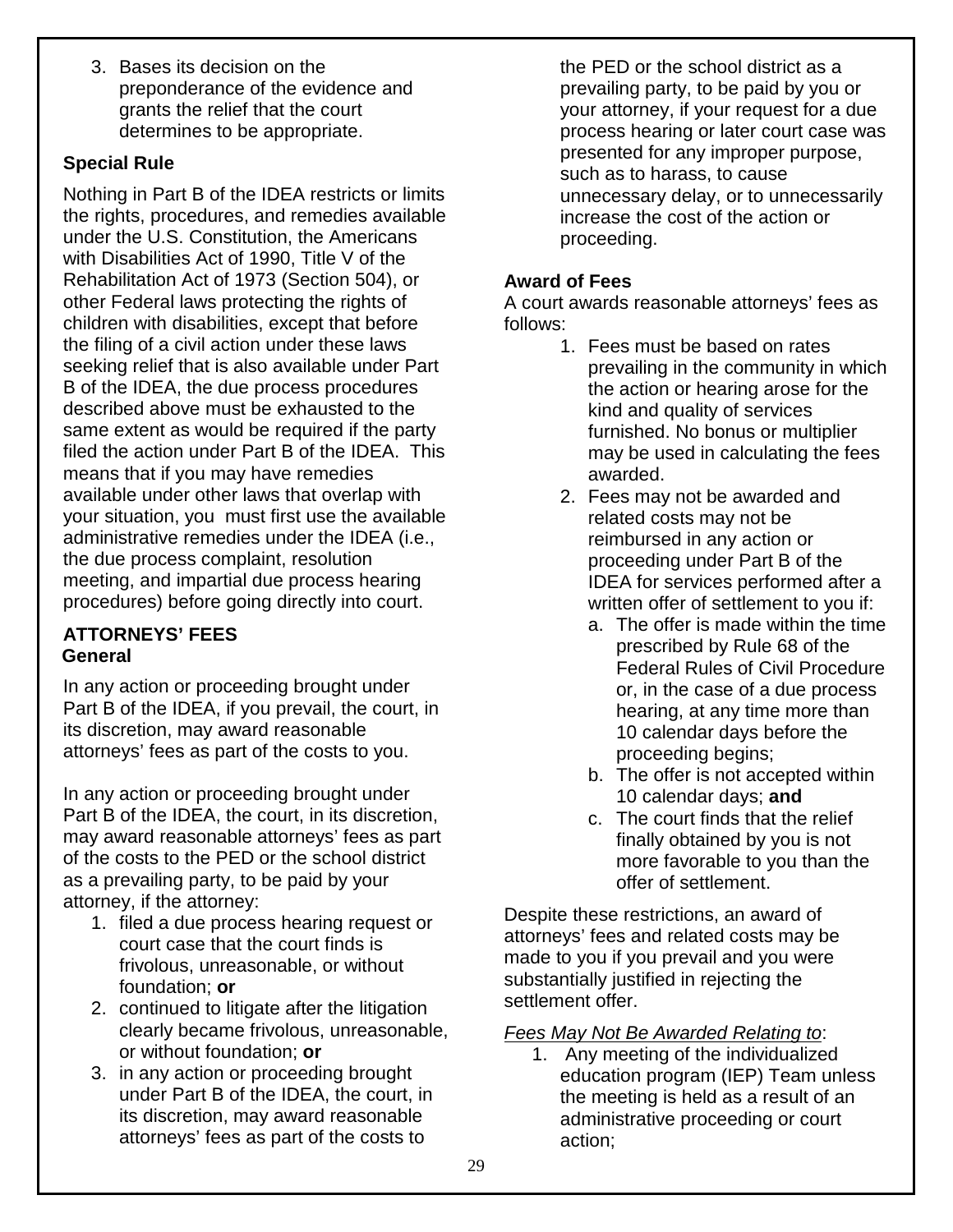3. Bases its decision on the preponderance of the evidence and grants the relief that the court determines to be appropriate.

### Special Rule

Nothing in Part B of the IDEA restricts or limits the rights, procedures, and remedies available under the U.S. Constitution, the Americans with Disabilities Act of 1990, Title V of the Rehabilitation Act of 1973 (Section 504), or other Federal laws protecting the rights of children with disabilities, except that before the filing of a civil action under these laws seeking relief that is also available under Part B of the IDEA, the due process procedures described above must be exhausted to the same extent as would be required if the party filed the action under Part B of the IDEA. This means that if you may have remedies available under other laws that overlap with your situation, you must first use the available administrative remedies under the IDEA (i.e., the due process complaint, resolution meeting, and impartial due process hearing procedures) before going directly into court.

## ATTORNEYS' FEES

### General

In any action or proceeding brought under Part B of the IDEA, if you prevail, the court, in its discretion, may award reasonable attorneys' fees as part of the costs to you.

In any action or proceeding brought under Part B of the IDEA, the court, in its discretion, may award reasonable attorneys' fees as part of the costs to the PED or the school district as a prevailing party, to be paid by your attorney, if the attorney:

1. filed a due process hearing request or court case that the court finds is frivolous, unreasonable, or without foundation; **or**
2. continued to litigate after the litigation clearly became frivolous, unreasonable, or without foundation; **or**
3. in any action or proceeding brought under Part B of the IDEA, the court, in its discretion, may award reasonable attorneys' fees as part of the costs to the PED or the school district as a prevailing party, to be paid by you or your attorney, if your request for a due process hearing or later court case was presented for any improper purpose, such as to harass, to cause unnecessary delay, or to unnecessarily increase the cost of the action or proceeding.

### Award of Fees

A court awards reasonable attorneys' fees as follows:

1. Fees must be based on rates prevailing in the community in which the action or hearing arose for the kind and quality of services furnished. No bonus or multiplier may be used in calculating the fees awarded.
2. Fees may not be awarded and related costs may not be reimbursed in any action or proceeding under Part B of the IDEA for services performed after a written offer of settlement to you if:
   a. The offer is made within the time prescribed by Rule 68 of the Federal Rules of Civil Procedure or, in the case of a due process hearing, at any time more than 10 calendar days before the proceeding begins;
   b. The offer is not accepted within 10 calendar days; **and**
   c. The court finds that the relief finally obtained by you is not more favorable to you than the offer of settlement.

Despite these restrictions, an award of attorneys' fees and related costs may be made to you if you prevail and you were substantially justified in rejecting the settlement offer.

*Fees May Not Be Awarded Relating to*:

1. Any meeting of the individualized education program (IEP) Team unless the meeting is held as a result of an administrative proceeding or court action;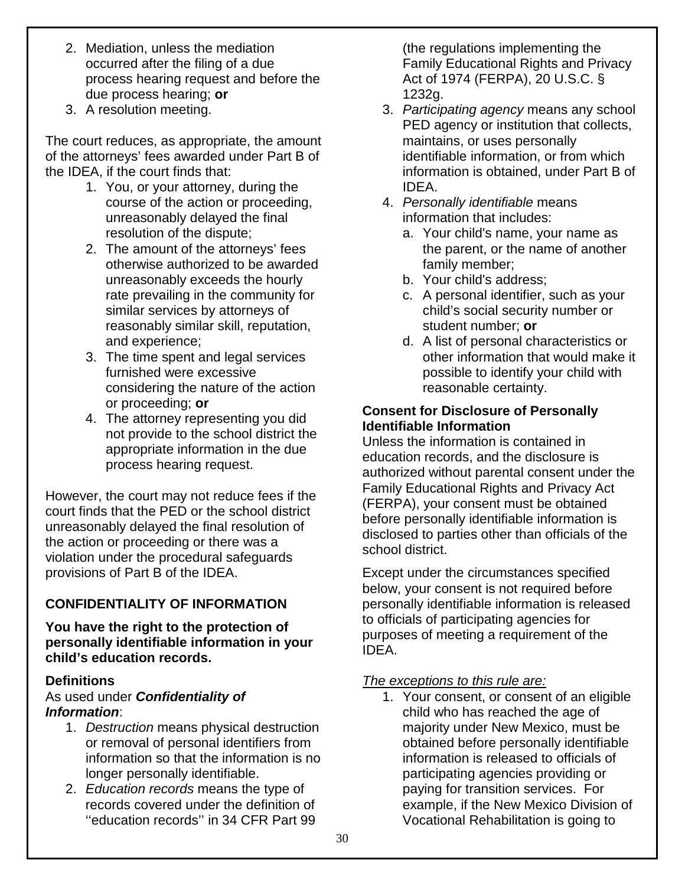2. Mediation, unless the mediation occurred after the filing of a due process hearing request and before the due process hearing; **or**
3. A resolution meeting.

The court reduces, as appropriate, the amount of the attorneys' fees awarded under Part B of the IDEA, if the court finds that:

1. You, or your attorney, during the course of the action or proceeding, unreasonably delayed the final resolution of the dispute;
2. The amount of the attorneys' fees otherwise authorized to be awarded unreasonably exceeds the hourly rate prevailing in the community for similar services by attorneys of reasonably similar skill, reputation, and experience;
3. The time spent and legal services furnished were excessive considering the nature of the action or proceeding; **or**
4. The attorney representing you did not provide to the school district the appropriate information in the due process hearing request.

However, the court may not reduce fees if the court finds that the PED or the school district unreasonably delayed the final resolution of the action or proceeding or there was a violation under the procedural safeguards provisions of Part B of the IDEA.

## CONFIDENTIALITY OF INFORMATION

**You have the right to the protection of personally identifiable information in your child's education records.**

### Definitions

As used under ***Confidentiality of Information***:

1. *Destruction* means physical destruction or removal of personal identifiers from information so that the information is no longer personally identifiable.
2. *Education records* means the type of records covered under the definition of ''education records'' in 34 CFR Part 99 (the regulations implementing the Family Educational Rights and Privacy Act of 1974 (FERPA), 20 U.S.C. § 1232g.
3. *Participating agency* means any school PED agency or institution that collects, maintains, or uses personally identifiable information, or from which information is obtained, under Part B of IDEA.
4. *Personally identifiable* means information that includes:
   a. Your child's name, your name as the parent, or the name of another family member;
   b. Your child's address;
   c. A personal identifier, such as your child's social security number or student number; **or**
   d. A list of personal characteristics or other information that would make it possible to identify your child with reasonable certainty.

### Consent for Disclosure of Personally Identifiable Information

Unless the information is contained in education records, and the disclosure is authorized without parental consent under the Family Educational Rights and Privacy Act (FERPA), your consent must be obtained before personally identifiable information is disclosed to parties other than officials of the school district.

Except under the circumstances specified below, your consent is not required before personally identifiable information is released to officials of participating agencies for purposes of meeting a requirement of the IDEA.

<u>*The exceptions to this rule are:*</u>

1. Your consent, or consent of an eligible child who has reached the age of majority under New Mexico, must be obtained before personally identifiable information is released to officials of participating agencies providing or paying for transition services. For example, if the New Mexico Division of Vocational Rehabilitation is going to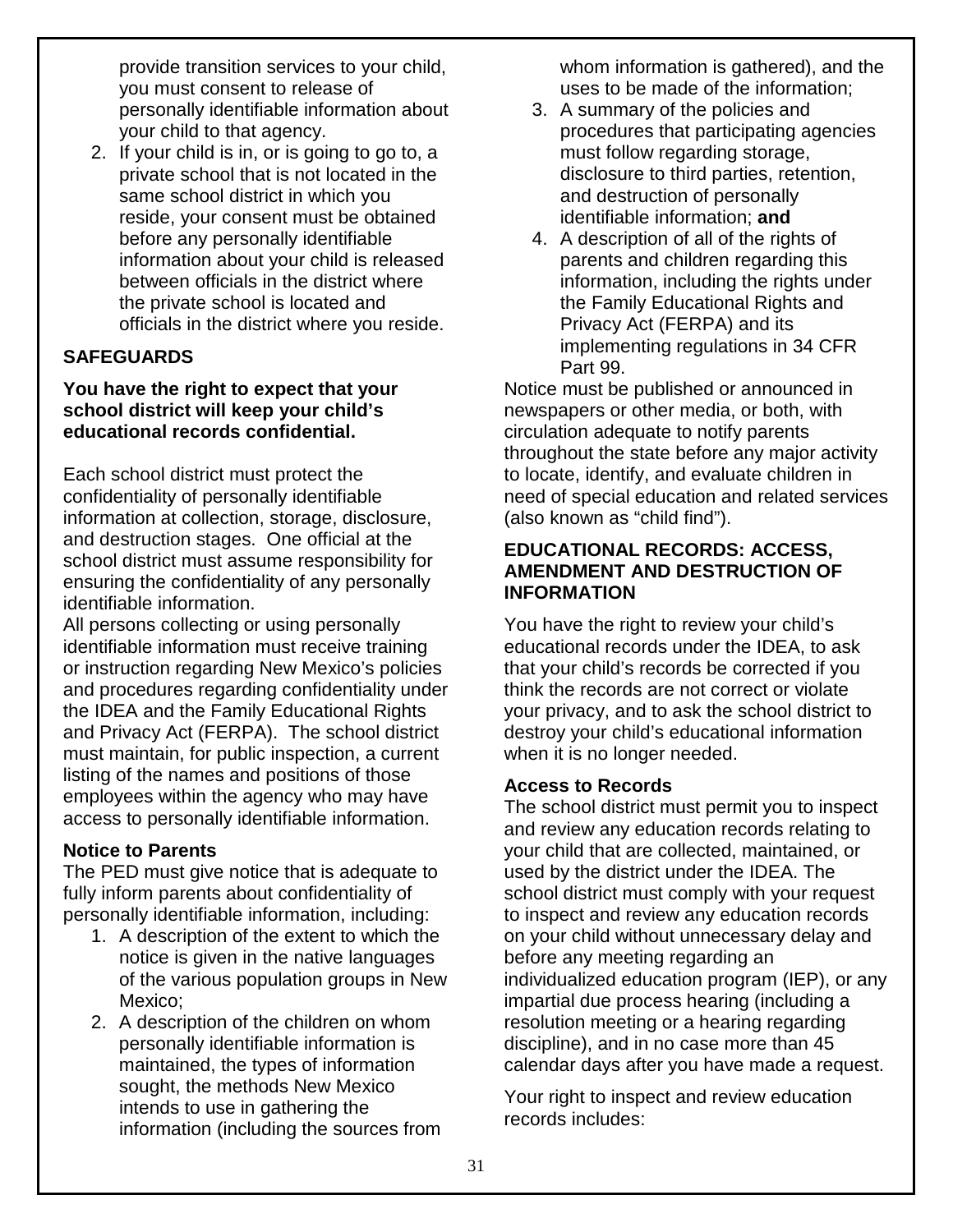provide transition services to your child, you must consent to release of personally identifiable information about your child to that agency.

2. If your child is in, or is going to go to, a private school that is not located in the same school district in which you reside, your consent must be obtained before any personally identifiable information about your child is released between officials in the district where the private school is located and officials in the district where you reside.

## SAFEGUARDS

**You have the right to expect that your school district will keep your child's educational records confidential.**

Each school district must protect the confidentiality of personally identifiable information at collection, storage, disclosure, and destruction stages. One official at the school district must assume responsibility for ensuring the confidentiality of any personally identifiable information.

All persons collecting or using personally identifiable information must receive training or instruction regarding New Mexico's policies and procedures regarding confidentiality under the IDEA and the Family Educational Rights and Privacy Act (FERPA). The school district must maintain, for public inspection, a current listing of the names and positions of those employees within the agency who may have access to personally identifiable information.

### Notice to Parents

The PED must give notice that is adequate to fully inform parents about confidentiality of personally identifiable information, including:

1. A description of the extent to which the notice is given in the native languages of the various population groups in New Mexico;
2. A description of the children on whom personally identifiable information is maintained, the types of information sought, the methods New Mexico intends to use in gathering the information (including the sources from whom information is gathered), and the uses to be made of the information;
3. A summary of the policies and procedures that participating agencies must follow regarding storage, disclosure to third parties, retention, and destruction of personally identifiable information; **and**
4. A description of all of the rights of parents and children regarding this information, including the rights under the Family Educational Rights and Privacy Act (FERPA) and its implementing regulations in 34 CFR Part 99.

Notice must be published or announced in newspapers or other media, or both, with circulation adequate to notify parents throughout the state before any major activity to locate, identify, and evaluate children in need of special education and related services (also known as "child find").

## EDUCATIONAL RECORDS: ACCESS, AMENDMENT AND DESTRUCTION OF INFORMATION

You have the right to review your child's educational records under the IDEA, to ask that your child's records be corrected if you think the records are not correct or violate your privacy, and to ask the school district to destroy your child's educational information when it is no longer needed.

### Access to Records

The school district must permit you to inspect and review any education records relating to your child that are collected, maintained, or used by the district under the IDEA. The school district must comply with your request to inspect and review any education records on your child without unnecessary delay and before any meeting regarding an individualized education program (IEP), or any impartial due process hearing (including a resolution meeting or a hearing regarding discipline), and in no case more than 45 calendar days after you have made a request.

Your right to inspect and review education records includes: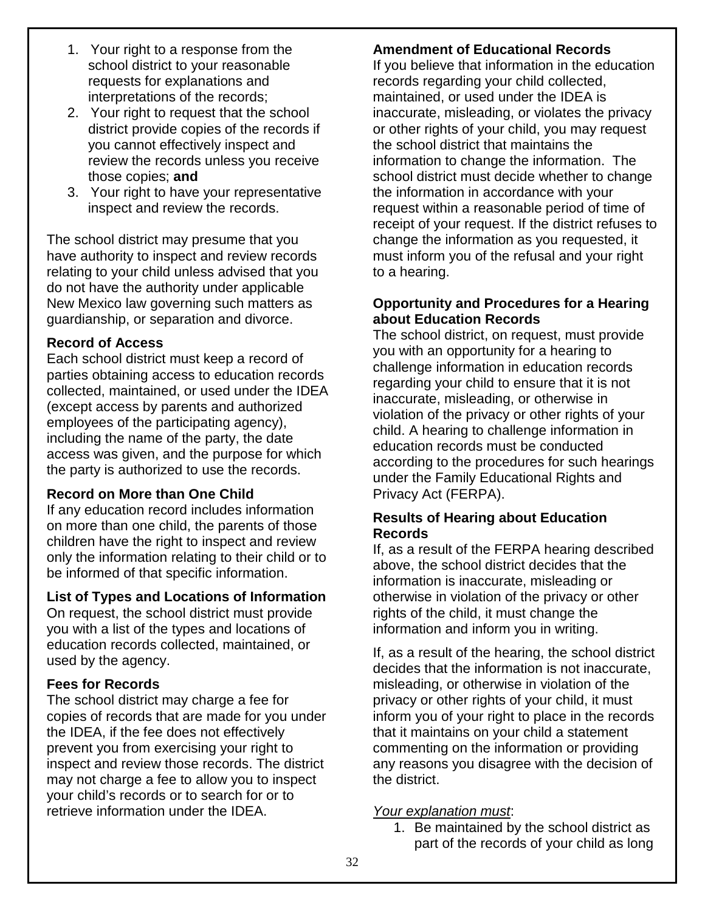1. Your right to a response from the school district to your reasonable requests for explanations and interpretations of the records;
2. Your right to request that the school district provide copies of the records if you cannot effectively inspect and review the records unless you receive those copies; **and**
3. Your right to have your representative inspect and review the records.

The school district may presume that you have authority to inspect and review records relating to your child unless advised that you do not have the authority under applicable New Mexico law governing such matters as guardianship, or separation and divorce.

### Record of Access

Each school district must keep a record of parties obtaining access to education records collected, maintained, or used under the IDEA (except access by parents and authorized employees of the participating agency), including the name of the party, the date access was given, and the purpose for which the party is authorized to use the records.

### Record on More than One Child

If any education record includes information on more than one child, the parents of those children have the right to inspect and review only the information relating to their child or to be informed of that specific information.

### List of Types and Locations of Information

On request, the school district must provide you with a list of the types and locations of education records collected, maintained, or used by the agency.

### Fees for Records

The school district may charge a fee for copies of records that are made for you under the IDEA, if the fee does not effectively prevent you from exercising your right to inspect and review those records. The district may not charge a fee to allow you to inspect your child's records or to search for or to retrieve information under the IDEA.

### Amendment of Educational Records

If you believe that information in the education records regarding your child collected, maintained, or used under the IDEA is inaccurate, misleading, or violates the privacy or other rights of your child, you may request the school district that maintains the information to change the information. The school district must decide whether to change the information in accordance with your request within a reasonable period of time of receipt of your request. If the district refuses to change the information as you requested, it must inform you of the refusal and your right to a hearing.

### Opportunity and Procedures for a Hearing about Education Records

The school district, on request, must provide you with an opportunity for a hearing to challenge information in education records regarding your child to ensure that it is not inaccurate, misleading, or otherwise in violation of the privacy or other rights of your child. A hearing to challenge information in education records must be conducted according to the procedures for such hearings under the Family Educational Rights and Privacy Act (FERPA).

### Results of Hearing about Education Records

If, as a result of the FERPA hearing described above, the school district decides that the information is inaccurate, misleading or otherwise in violation of the privacy or other rights of the child, it must change the information and inform you in writing.

If, as a result of the hearing, the school district decides that the information is not inaccurate, misleading, or otherwise in violation of the privacy or other rights of your child, it must inform you of your right to place in the records that it maintains on your child a statement commenting on the information or providing any reasons you disagree with the decision of the district.

*Your explanation must*:

1. Be maintained by the school district as part of the records of your child as long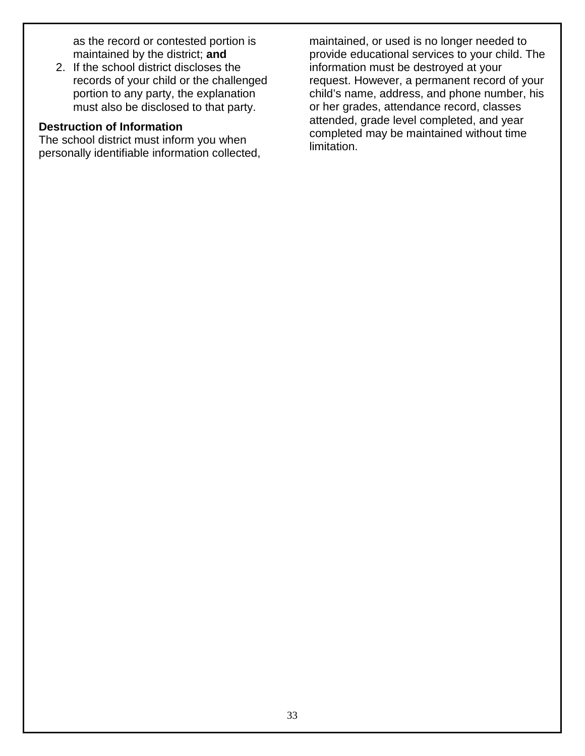as the record or contested portion is maintained by the district; **and**

2. If the school district discloses the records of your child or the challenged portion to any party, the explanation must also be disclosed to that party.

**Destruction of Information**

The school district must inform you when personally identifiable information collected, maintained, or used is no longer needed to provide educational services to your child. The information must be destroyed at your request. However, a permanent record of your child's name, address, and phone number, his or her grades, attendance record, classes attended, grade level completed, and year completed may be maintained without time limitation.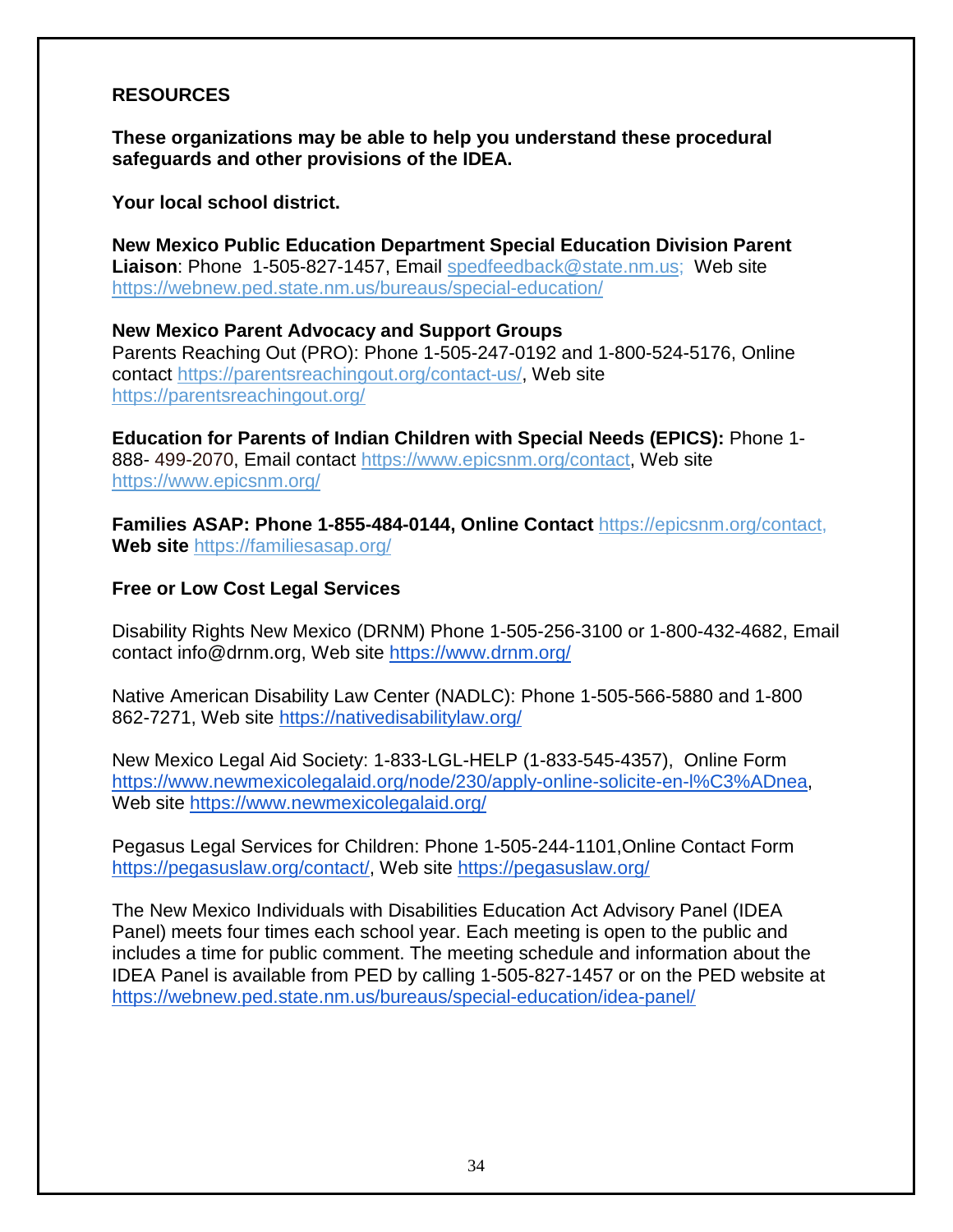## RESOURCES

**These organizations may be able to help you understand these procedural safeguards and other provisions of the IDEA.**

**Your local school district.**

**New Mexico Public Education Department Special Education Division Parent Liaison**: Phone 1-505-827-1457, Email spedfeedback@state.nm.us; Web site https://webnew.ped.state.nm.us/bureaus/special-education/

**New Mexico Parent Advocacy and Support Groups**
Parents Reaching Out (PRO): Phone 1-505-247-0192 and 1-800-524-5176, Online contact https://parentsreachingout.org/contact-us/, Web site https://parentsreachingout.org/

**Education for Parents of Indian Children with Special Needs (EPICS):** Phone 1-888- 499-2070, Email contact https://www.epicsnm.org/contact, Web site https://www.epicsnm.org/

**Families ASAP: Phone 1-855-484-0144, Online Contact** https://epicsnm.org/contact, **Web site** https://familiesasap.org/

**Free or Low Cost Legal Services**

Disability Rights New Mexico (DRNM) Phone 1-505-256-3100 or 1-800-432-4682, Email contact info@drnm.org, Web site https://www.drnm.org/

Native American Disability Law Center (NADLC): Phone 1-505-566-5880 and 1-800 862-7271, Web site https://nativedisabilitylaw.org/

New Mexico Legal Aid Society: 1-833-LGL-HELP (1-833-545-4357), Online Form https://www.newmexicolegalaid.org/node/230/apply-online-solicite-en-l%C3%ADnea, Web site https://www.newmexicolegalaid.org/

Pegasus Legal Services for Children: Phone 1-505-244-1101,Online Contact Form https://pegasuslaw.org/contact/, Web site https://pegasuslaw.org/

The New Mexico Individuals with Disabilities Education Act Advisory Panel (IDEA Panel) meets four times each school year. Each meeting is open to the public and includes a time for public comment. The meeting schedule and information about the IDEA Panel is available from PED by calling 1-505-827-1457 or on the PED website at https://webnew.ped.state.nm.us/bureaus/special-education/idea-panel/